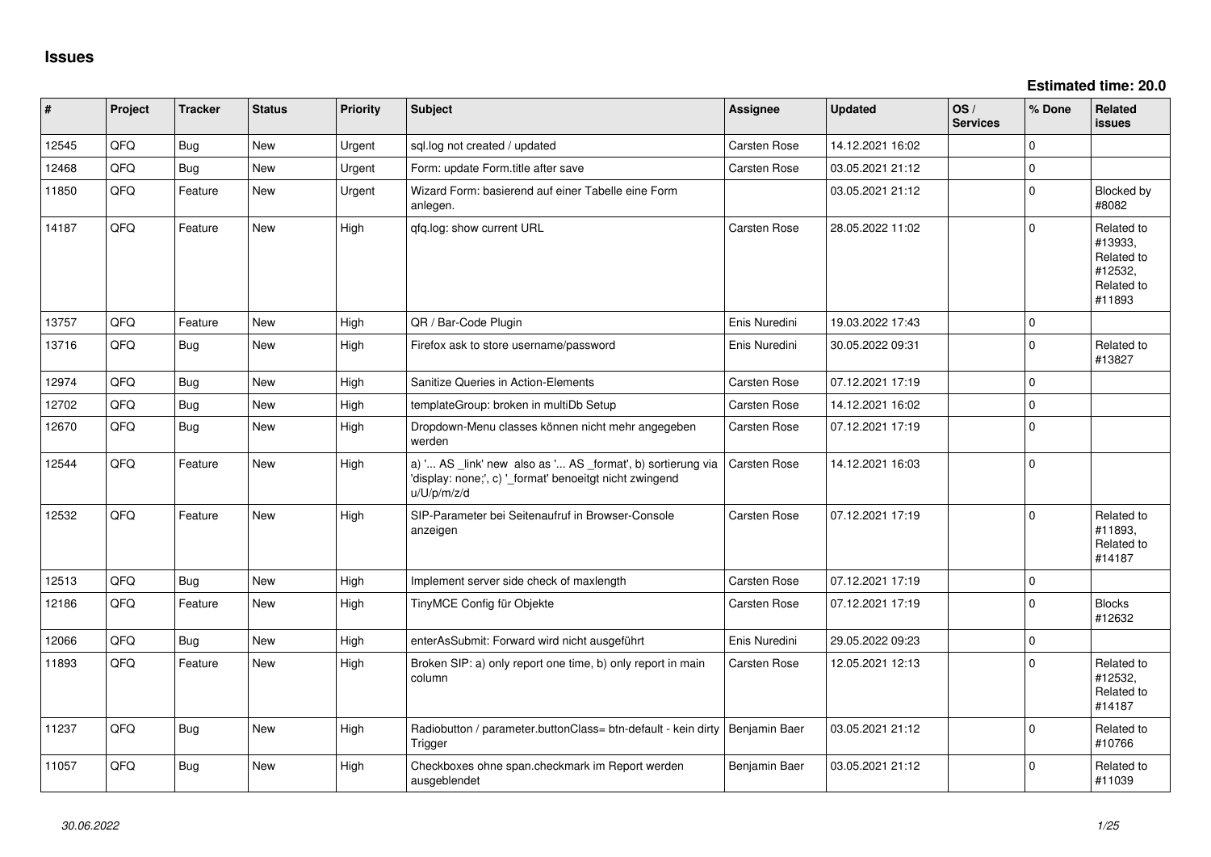# Issues

**Estimated time: 20.0**

| # | Project | Tracker | Status | Priority | Subject | Assignee | Updated | OS / Services | % Done | Related issues |
|---|---|---|---|---|---|---|---|---|---|---|
| 12545 | QFQ | Bug | New | Urgent | sql.log not created / updated | Carsten Rose | 14.12.2021 16:02 | | 0 | |
| 12468 | QFQ | Bug | New | Urgent | Form: update Form.title after save | Carsten Rose | 03.05.2021 21:12 | | 0 | |
| 11850 | QFQ | Feature | New | Urgent | Wizard Form: basierend auf einer Tabelle eine Form anlegen. | | 03.05.2021 21:12 | | 0 | Blocked by #8082 |
| 14187 | QFQ | Feature | New | High | qfq.log: show current URL | Carsten Rose | 28.05.2022 11:02 | | 0 | Related to #13933, Related to #12532, Related to #11893 |
| 13757 | QFQ | Feature | New | High | QR / Bar-Code Plugin | Enis Nuredini | 19.03.2022 17:43 | | 0 | |
| 13716 | QFQ | Bug | New | High | Firefox ask to store username/password | Enis Nuredini | 30.05.2022 09:31 | | 0 | Related to #13827 |
| 12974 | QFQ | Bug | New | High | Sanitize Queries in Action-Elements | Carsten Rose | 07.12.2021 17:19 | | 0 | |
| 12702 | QFQ | Bug | New | High | templateGroup: broken in multiDb Setup | Carsten Rose | 14.12.2021 16:02 | | 0 | |
| 12670 | QFQ | Bug | New | High | Dropdown-Menu classes können nicht mehr angegeben werden | Carsten Rose | 07.12.2021 17:19 | | 0 | |
| 12544 | QFQ | Feature | New | High | a) '... AS _link' new also as '... AS _format', b) sortierung via 'display: none;', c) '_format' benoeitgt nicht zwingend u/U/p/m/z/d | Carsten Rose | 14.12.2021 16:03 | | 0 | |
| 12532 | QFQ | Feature | New | High | SIP-Parameter bei Seitenaufruf in Browser-Console anzeigen | Carsten Rose | 07.12.2021 17:19 | | 0 | Related to #11893, Related to #14187 |
| 12513 | QFQ | Bug | New | High | Implement server side check of maxlength | Carsten Rose | 07.12.2021 17:19 | | 0 | |
| 12186 | QFQ | Feature | New | High | TinyMCE Config für Objekte | Carsten Rose | 07.12.2021 17:19 | | 0 | Blocks #12632 |
| 12066 | QFQ | Bug | New | High | enterAsSubmit: Forward wird nicht ausgeführt | Enis Nuredini | 29.05.2022 09:23 | | 0 | |
| 11893 | QFQ | Feature | New | High | Broken SIP: a) only report one time, b) only report in main column | Carsten Rose | 12.05.2021 12:13 | | 0 | Related to #12532, Related to #14187 |
| 11237 | QFQ | Bug | New | High | Radiobutton / parameter.buttonClass= btn-default - kein dirty Trigger | Benjamin Baer | 03.05.2021 21:12 | | 0 | Related to #10766 |
| 11057 | QFQ | Bug | New | High | Checkboxes ohne span.checkmark im Report werden ausgeblendet | Benjamin Baer | 03.05.2021 21:12 | | 0 | Related to #11039 |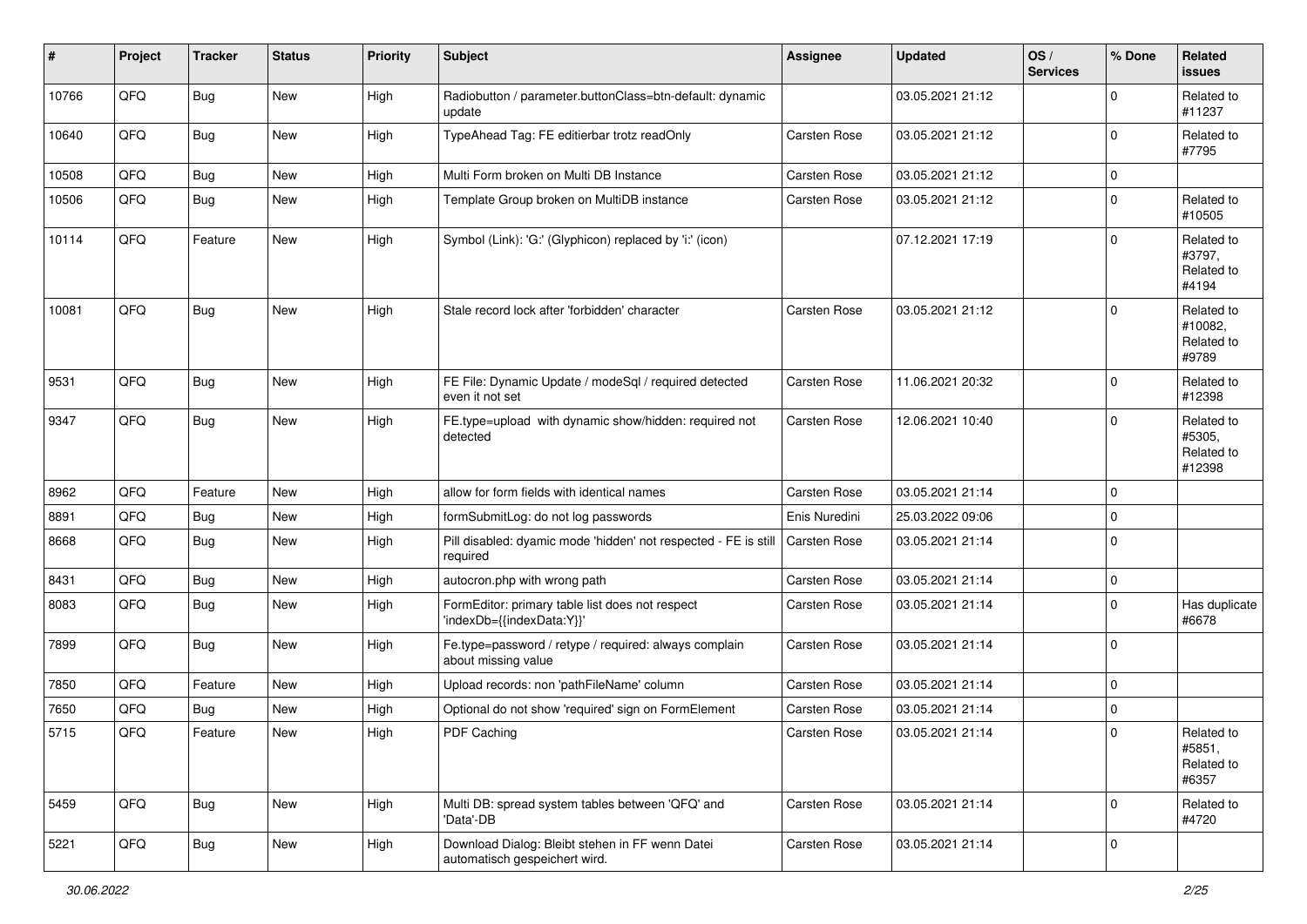| # | Project | Tracker | Status | Priority | Subject | Assignee | Updated | OS / Services | % Done | Related issues |
|---|---|---|---|---|---|---|---|---|---|---|
| 10766 | QFQ | Bug | New | High | Radiobutton / parameter.buttonClass=btn-default: dynamic update | | 03.05.2021 21:12 | | 0 | Related to #11237 |
| 10640 | QFQ | Bug | New | High | TypeAhead Tag: FE editierbar trotz readOnly | Carsten Rose | 03.05.2021 21:12 | | 0 | Related to #7795 |
| 10508 | QFQ | Bug | New | High | Multi Form broken on Multi DB Instance | Carsten Rose | 03.05.2021 21:12 | | 0 | |
| 10506 | QFQ | Bug | New | High | Template Group broken on MultiDB instance | Carsten Rose | 03.05.2021 21:12 | | 0 | Related to #10505 |
| 10114 | QFQ | Feature | New | High | Symbol (Link): 'G:' (Glyphicon) replaced by 'i:' (icon) | | 07.12.2021 17:19 | | 0 | Related to #3797, Related to #4194 |
| 10081 | QFQ | Bug | New | High | Stale record lock after 'forbidden' character | Carsten Rose | 03.05.2021 21:12 | | 0 | Related to #10082, Related to #9789 |
| 9531 | QFQ | Bug | New | High | FE File: Dynamic Update / modeSql / required detected even it not set | Carsten Rose | 11.06.2021 20:32 | | 0 | Related to #12398 |
| 9347 | QFQ | Bug | New | High | FE.type=upload with dynamic show/hidden: required not detected | Carsten Rose | 12.06.2021 10:40 | | 0 | Related to #5305, Related to #12398 |
| 8962 | QFQ | Feature | New | High | allow for form fields with identical names | Carsten Rose | 03.05.2021 21:14 | | 0 | |
| 8891 | QFQ | Bug | New | High | formSubmitLog: do not log passwords | Enis Nuredini | 25.03.2022 09:06 | | 0 | |
| 8668 | QFQ | Bug | New | High | Pill disabled: dyamic mode 'hidden' not respected - FE is still required | Carsten Rose | 03.05.2021 21:14 | | 0 | |
| 8431 | QFQ | Bug | New | High | autocron.php with wrong path | Carsten Rose | 03.05.2021 21:14 | | 0 | |
| 8083 | QFQ | Bug | New | High | FormEditor: primary table list does not respect 'indexDb={{indexData:Y}}' | Carsten Rose | 03.05.2021 21:14 | | 0 | Has duplicate #6678 |
| 7899 | QFQ | Bug | New | High | Fe.type=password / retype / required: always complain about missing value | Carsten Rose | 03.05.2021 21:14 | | 0 | |
| 7850 | QFQ | Feature | New | High | Upload records: non 'pathFileName' column | Carsten Rose | 03.05.2021 21:14 | | 0 | |
| 7650 | QFQ | Bug | New | High | Optional do not show 'required' sign on FormElement | Carsten Rose | 03.05.2021 21:14 | | 0 | |
| 5715 | QFQ | Feature | New | High | PDF Caching | Carsten Rose | 03.05.2021 21:14 | | 0 | Related to #5851, Related to #6357 |
| 5459 | QFQ | Bug | New | High | Multi DB: spread system tables between 'QFQ' and 'Data'-DB | Carsten Rose | 03.05.2021 21:14 | | 0 | Related to #4720 |
| 5221 | QFQ | Bug | New | High | Download Dialog: Bleibt stehen in FF wenn Datei automatisch gespeichert wird. | Carsten Rose | 03.05.2021 21:14 | | 0 | |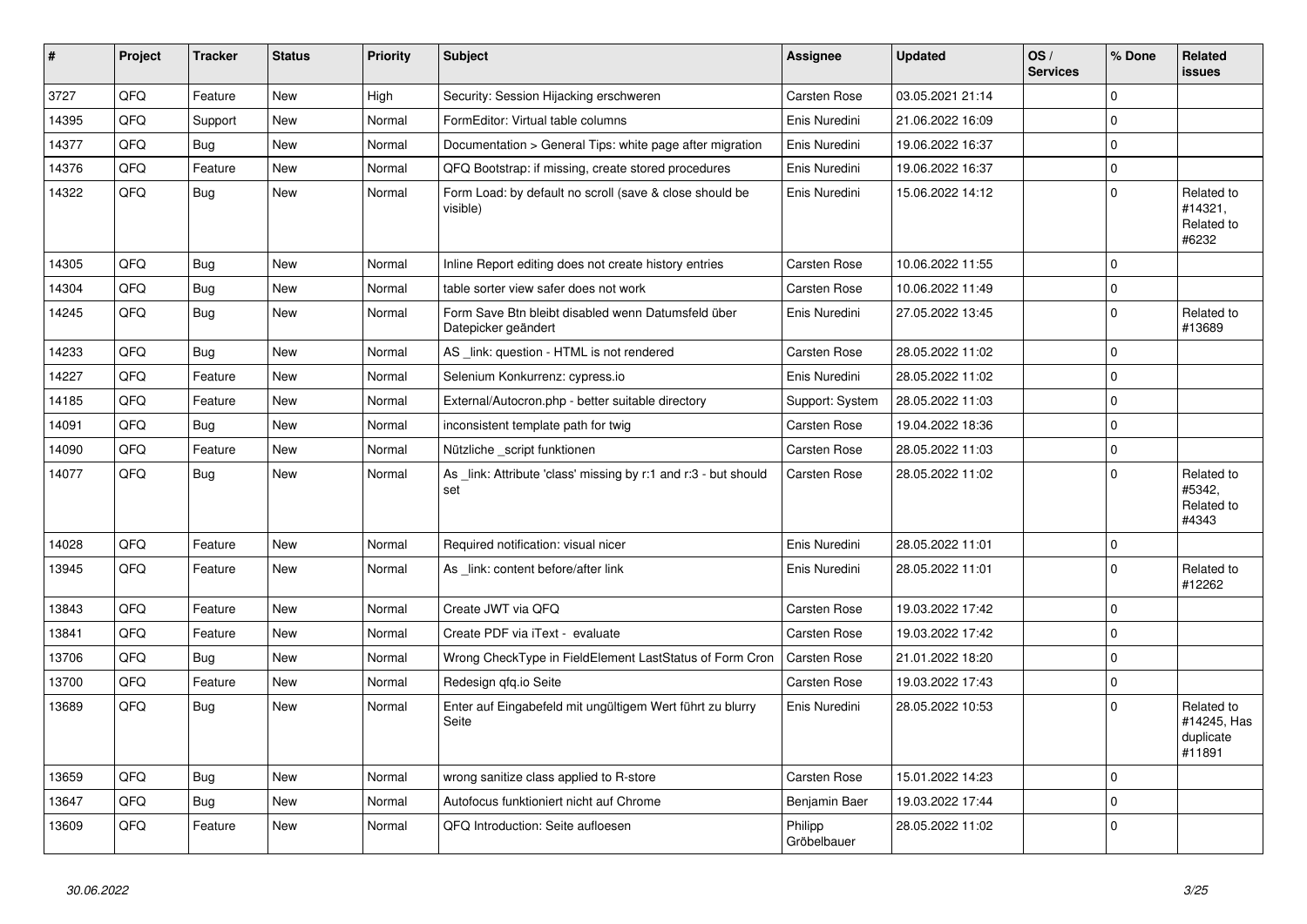| # | Project | Tracker | Status | Priority | Subject | Assignee | Updated | OS / Services | % Done | Related issues |
|---|---|---|---|---|---|---|---|---|---|---|
| 3727 | QFQ | Feature | New | High | Security: Session Hijacking erschweren | Carsten Rose | 03.05.2021 21:14 | | 0 | |
| 14395 | QFQ | Support | New | Normal | FormEditor: Virtual table columns | Enis Nuredini | 21.06.2022 16:09 | | 0 | |
| 14377 | QFQ | Bug | New | Normal | Documentation > General Tips: white page after migration | Enis Nuredini | 19.06.2022 16:37 | | 0 | |
| 14376 | QFQ | Feature | New | Normal | QFQ Bootstrap: if missing, create stored procedures | Enis Nuredini | 19.06.2022 16:37 | | 0 | |
| 14322 | QFQ | Bug | New | Normal | Form Load: by default no scroll (save & close should be visible) | Enis Nuredini | 15.06.2022 14:12 | | 0 | Related to #14321, Related to #6232 |
| 14305 | QFQ | Bug | New | Normal | Inline Report editing does not create history entries | Carsten Rose | 10.06.2022 11:55 | | 0 | |
| 14304 | QFQ | Bug | New | Normal | table sorter view safer does not work | Carsten Rose | 10.06.2022 11:49 | | 0 | |
| 14245 | QFQ | Bug | New | Normal | Form Save Btn bleibt disabled wenn Datumsfeld über Datepicker geändert | Enis Nuredini | 27.05.2022 13:45 | | 0 | Related to #13689 |
| 14233 | QFQ | Bug | New | Normal | AS _link: question - HTML is not rendered | Carsten Rose | 28.05.2022 11:02 | | 0 | |
| 14227 | QFQ | Feature | New | Normal | Selenium Konkurrenz: cypress.io | Enis Nuredini | 28.05.2022 11:02 | | 0 | |
| 14185 | QFQ | Feature | New | Normal | External/Autocron.php - better suitable directory | Support: System | 28.05.2022 11:03 | | 0 | |
| 14091 | QFQ | Bug | New | Normal | inconsistent template path for twig | Carsten Rose | 19.04.2022 18:36 | | 0 | |
| 14090 | QFQ | Feature | New | Normal | Nützliche _script funktionen | Carsten Rose | 28.05.2022 11:03 | | 0 | |
| 14077 | QFQ | Bug | New | Normal | As _link: Attribute 'class' missing by r:1 and r:3 - but should set | Carsten Rose | 28.05.2022 11:02 | | 0 | Related to #5342, Related to #4343 |
| 14028 | QFQ | Feature | New | Normal | Required notification: visual nicer | Enis Nuredini | 28.05.2022 11:01 | | 0 | |
| 13945 | QFQ | Feature | New | Normal | As _link: content before/after link | Enis Nuredini | 28.05.2022 11:01 | | 0 | Related to #12262 |
| 13843 | QFQ | Feature | New | Normal | Create JWT via QFQ | Carsten Rose | 19.03.2022 17:42 | | 0 | |
| 13841 | QFQ | Feature | New | Normal | Create PDF via iText - evaluate | Carsten Rose | 19.03.2022 17:42 | | 0 | |
| 13706 | QFQ | Bug | New | Normal | Wrong CheckType in FieldElement LastStatus of Form Cron | Carsten Rose | 21.01.2022 18:20 | | 0 | |
| 13700 | QFQ | Feature | New | Normal | Redesign qfq.io Seite | Carsten Rose | 19.03.2022 17:43 | | 0 | |
| 13689 | QFQ | Bug | New | Normal | Enter auf Eingabefeld mit ungültigem Wert führt zu blurry Seite | Enis Nuredini | 28.05.2022 10:53 | | 0 | Related to #14245, Has duplicate #11891 |
| 13659 | QFQ | Bug | New | Normal | wrong sanitize class applied to R-store | Carsten Rose | 15.01.2022 14:23 | | 0 | |
| 13647 | QFQ | Bug | New | Normal | Autofocus funktioniert nicht auf Chrome | Benjamin Baer | 19.03.2022 17:44 | | 0 | |
| 13609 | QFQ | Feature | New | Normal | QFQ Introduction: Seite aufloesen | Philipp Gröbelbauer | 28.05.2022 11:02 | | 0 | |

*30.06.2022*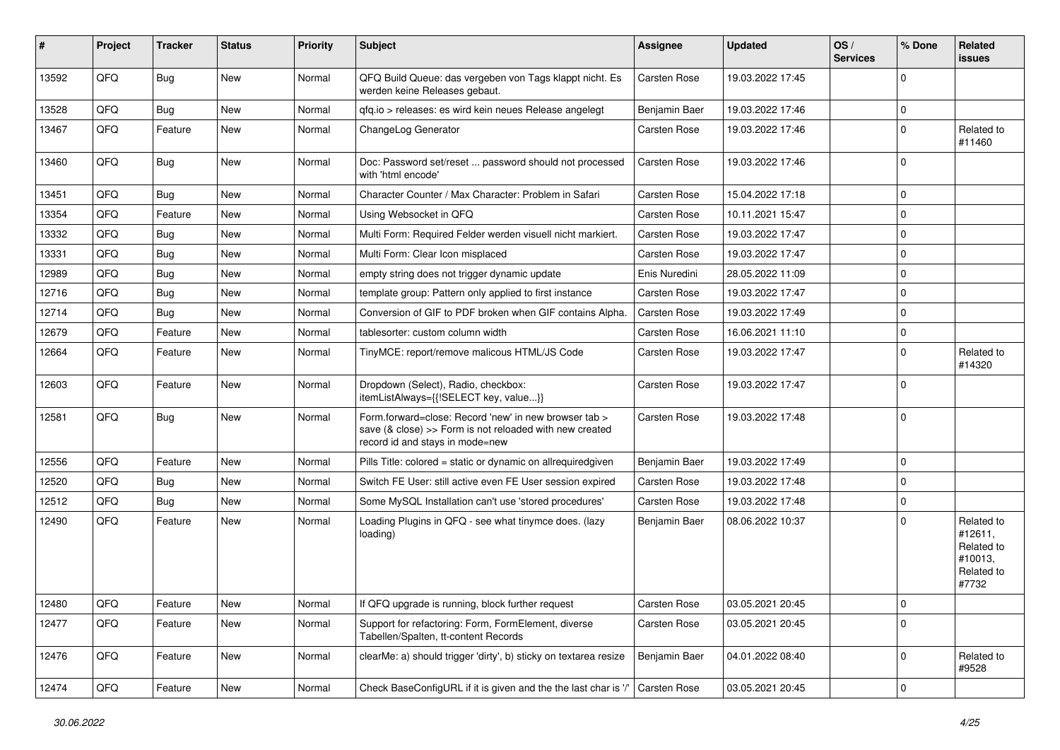| # | Project | Tracker | Status | Priority | Subject | Assignee | Updated | OS / Services | % Done | Related issues |
|---|---|---|---|---|---|---|---|---|---|---|
| 13592 | QFQ | Bug | New | Normal | QFQ Build Queue: das vergeben von Tags klappt nicht. Es werden keine Releases gebaut. | Carsten Rose | 19.03.2022 17:45 | | 0 | |
| 13528 | QFQ | Bug | New | Normal | qfq.io > releases: es wird kein neues Release angelegt | Benjamin Baer | 19.03.2022 17:46 | | 0 | |
| 13467 | QFQ | Feature | New | Normal | ChangeLog Generator | Carsten Rose | 19.03.2022 17:46 | | 0 | Related to #11460 |
| 13460 | QFQ | Bug | New | Normal | Doc: Password set/reset ... password should not processed with 'html encode' | Carsten Rose | 19.03.2022 17:46 | | 0 | |
| 13451 | QFQ | Bug | New | Normal | Character Counter / Max Character: Problem in Safari | Carsten Rose | 15.04.2022 17:18 | | 0 | |
| 13354 | QFQ | Feature | New | Normal | Using Websocket in QFQ | Carsten Rose | 10.11.2021 15:47 | | 0 | |
| 13332 | QFQ | Bug | New | Normal | Multi Form: Required Felder werden visuell nicht markiert. | Carsten Rose | 19.03.2022 17:47 | | 0 | |
| 13331 | QFQ | Bug | New | Normal | Multi Form: Clear Icon misplaced | Carsten Rose | 19.03.2022 17:47 | | 0 | |
| 12989 | QFQ | Bug | New | Normal | empty string does not trigger dynamic update | Enis Nuredini | 28.05.2022 11:09 | | 0 | |
| 12716 | QFQ | Bug | New | Normal | template group: Pattern only applied to first instance | Carsten Rose | 19.03.2022 17:47 | | 0 | |
| 12714 | QFQ | Bug | New | Normal | Conversion of GIF to PDF broken when GIF contains Alpha. | Carsten Rose | 19.03.2022 17:49 | | 0 | |
| 12679 | QFQ | Feature | New | Normal | tablesorter: custom column width | Carsten Rose | 16.06.2021 11:10 | | 0 | |
| 12664 | QFQ | Feature | New | Normal | TinyMCE: report/remove malicous HTML/JS Code | Carsten Rose | 19.03.2022 17:47 | | 0 | Related to #14320 |
| 12603 | QFQ | Feature | New | Normal | Dropdown (Select), Radio, checkbox: itemListAlways={{!SELECT key, value...}} | Carsten Rose | 19.03.2022 17:47 | | 0 | |
| 12581 | QFQ | Bug | New | Normal | Form.forward=close: Record 'new' in new browser tab > save (& close) >> Form is not reloaded with new created record id and stays in mode=new | Carsten Rose | 19.03.2022 17:48 | | 0 | |
| 12556 | QFQ | Feature | New | Normal | Pills Title: colored = static or dynamic on allrequiredgiven | Benjamin Baer | 19.03.2022 17:49 | | 0 | |
| 12520 | QFQ | Bug | New | Normal | Switch FE User: still active even FE User session expired | Carsten Rose | 19.03.2022 17:48 | | 0 | |
| 12512 | QFQ | Bug | New | Normal | Some MySQL Installation can't use 'stored procedures' | Carsten Rose | 19.03.2022 17:48 | | 0 | |
| 12490 | QFQ | Feature | New | Normal | Loading Plugins in QFQ - see what tinymce does. (lazy loading) | Benjamin Baer | 08.06.2022 10:37 | | 0 | Related to #12611, Related to #10013, Related to #7732 |
| 12480 | QFQ | Feature | New | Normal | If QFQ upgrade is running, block further request | Carsten Rose | 03.05.2021 20:45 | | 0 | |
| 12477 | QFQ | Feature | New | Normal | Support for refactoring: Form, FormElement, diverse Tabellen/Spalten, tt-content Records | Carsten Rose | 03.05.2021 20:45 | | 0 | |
| 12476 | QFQ | Feature | New | Normal | clearMe: a) should trigger 'dirty', b) sticky on textarea resize | Benjamin Baer | 04.01.2022 08:40 | | 0 | Related to #9528 |
| 12474 | QFQ | Feature | New | Normal | Check BaseConfigURL if it is given and the the last char is '/' | Carsten Rose | 03.05.2021 20:45 | | 0 | |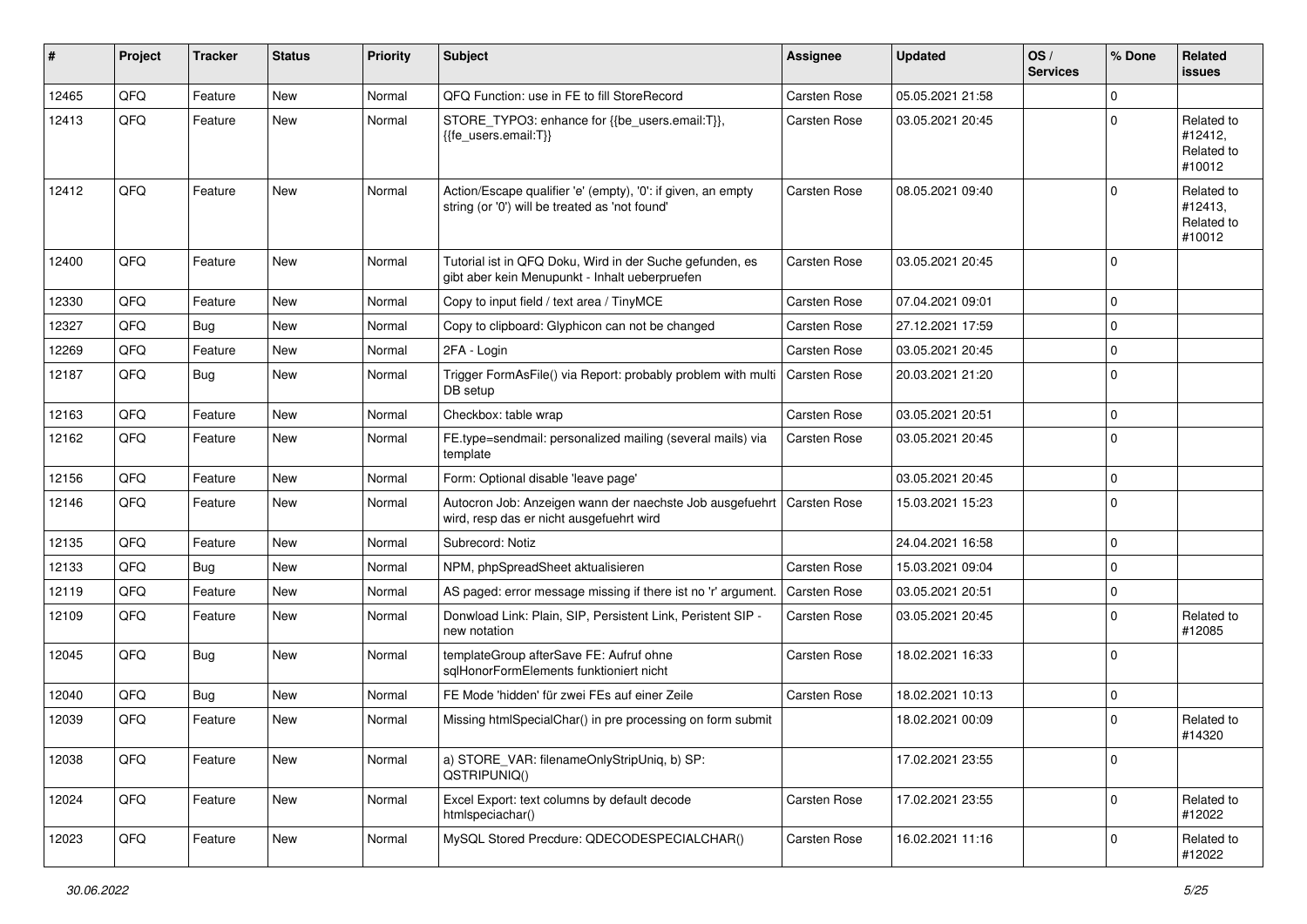| # | Project | Tracker | Status | Priority | Subject | Assignee | Updated | OS / Services | % Done | Related issues |
|---|---|---|---|---|---|---|---|---|---|---|
| 12465 | QFQ | Feature | New | Normal | QFQ Function: use in FE to fill StoreRecord | Carsten Rose | 05.05.2021 21:58 | | 0 | |
| 12413 | QFQ | Feature | New | Normal | STORE_TYPO3: enhance for {{be_users.email:T}}, {{fe_users.email:T}} | Carsten Rose | 03.05.2021 20:45 | | 0 | Related to #12412, Related to #10012 |
| 12412 | QFQ | Feature | New | Normal | Action/Escape qualifier 'e' (empty), '0': if given, an empty string (or '0') will be treated as 'not found' | Carsten Rose | 08.05.2021 09:40 | | 0 | Related to #12413, Related to #10012 |
| 12400 | QFQ | Feature | New | Normal | Tutorial ist in QFQ Doku, Wird in der Suche gefunden, es gibt aber kein Menupunkt - Inhalt ueberpruefen | Carsten Rose | 03.05.2021 20:45 | | 0 | |
| 12330 | QFQ | Feature | New | Normal | Copy to input field / text area / TinyMCE | Carsten Rose | 07.04.2021 09:01 | | 0 | |
| 12327 | QFQ | Bug | New | Normal | Copy to clipboard: Glyphicon can not be changed | Carsten Rose | 27.12.2021 17:59 | | 0 | |
| 12269 | QFQ | Feature | New | Normal | 2FA - Login | Carsten Rose | 03.05.2021 20:45 | | 0 | |
| 12187 | QFQ | Bug | New | Normal | Trigger FormAsFile() via Report: probably problem with multi DB setup | Carsten Rose | 20.03.2021 21:20 | | 0 | |
| 12163 | QFQ | Feature | New | Normal | Checkbox: table wrap | Carsten Rose | 03.05.2021 20:51 | | 0 | |
| 12162 | QFQ | Feature | New | Normal | FE.type=sendmail: personalized mailing (several mails) via template | Carsten Rose | 03.05.2021 20:45 | | 0 | |
| 12156 | QFQ | Feature | New | Normal | Form: Optional disable 'leave page' | | 03.05.2021 20:45 | | 0 | |
| 12146 | QFQ | Feature | New | Normal | Autocron Job: Anzeigen wann der naechste Job ausgefuehrt wird, resp das er nicht ausgefuehrt wird | Carsten Rose | 15.03.2021 15:23 | | 0 | |
| 12135 | QFQ | Feature | New | Normal | Subrecord: Notiz | | 24.04.2021 16:58 | | 0 | |
| 12133 | QFQ | Bug | New | Normal | NPM, phpSpreadSheet aktualisieren | Carsten Rose | 15.03.2021 09:04 | | 0 | |
| 12119 | QFQ | Feature | New | Normal | AS paged: error message missing if there ist no 'r' argument. | Carsten Rose | 03.05.2021 20:51 | | 0 | |
| 12109 | QFQ | Feature | New | Normal | Donwload Link: Plain, SIP, Persistent Link, Peristent SIP - new notation | Carsten Rose | 03.05.2021 20:45 | | 0 | Related to #12085 |
| 12045 | QFQ | Bug | New | Normal | templateGroup afterSave FE: Aufruf ohne sqlHonorFormElements funktioniert nicht | Carsten Rose | 18.02.2021 16:33 | | 0 | |
| 12040 | QFQ | Bug | New | Normal | FE Mode 'hidden' für zwei FEs auf einer Zeile | Carsten Rose | 18.02.2021 10:13 | | 0 | |
| 12039 | QFQ | Feature | New | Normal | Missing htmlSpecialChar() in pre processing on form submit | | 18.02.2021 00:09 | | 0 | Related to #14320 |
| 12038 | QFQ | Feature | New | Normal | a) STORE_VAR: filenameOnlyStripUniq, b) SP: QSTRIPUNIQ() | | 17.02.2021 23:55 | | 0 | |
| 12024 | QFQ | Feature | New | Normal | Excel Export: text columns by default decode htmlspeciachar() | Carsten Rose | 17.02.2021 23:55 | | 0 | Related to #12022 |
| 12023 | QFQ | Feature | New | Normal | MySQL Stored Precdure: QDECODESPECIALCHAR() | Carsten Rose | 16.02.2021 11:16 | | 0 | Related to #12022 |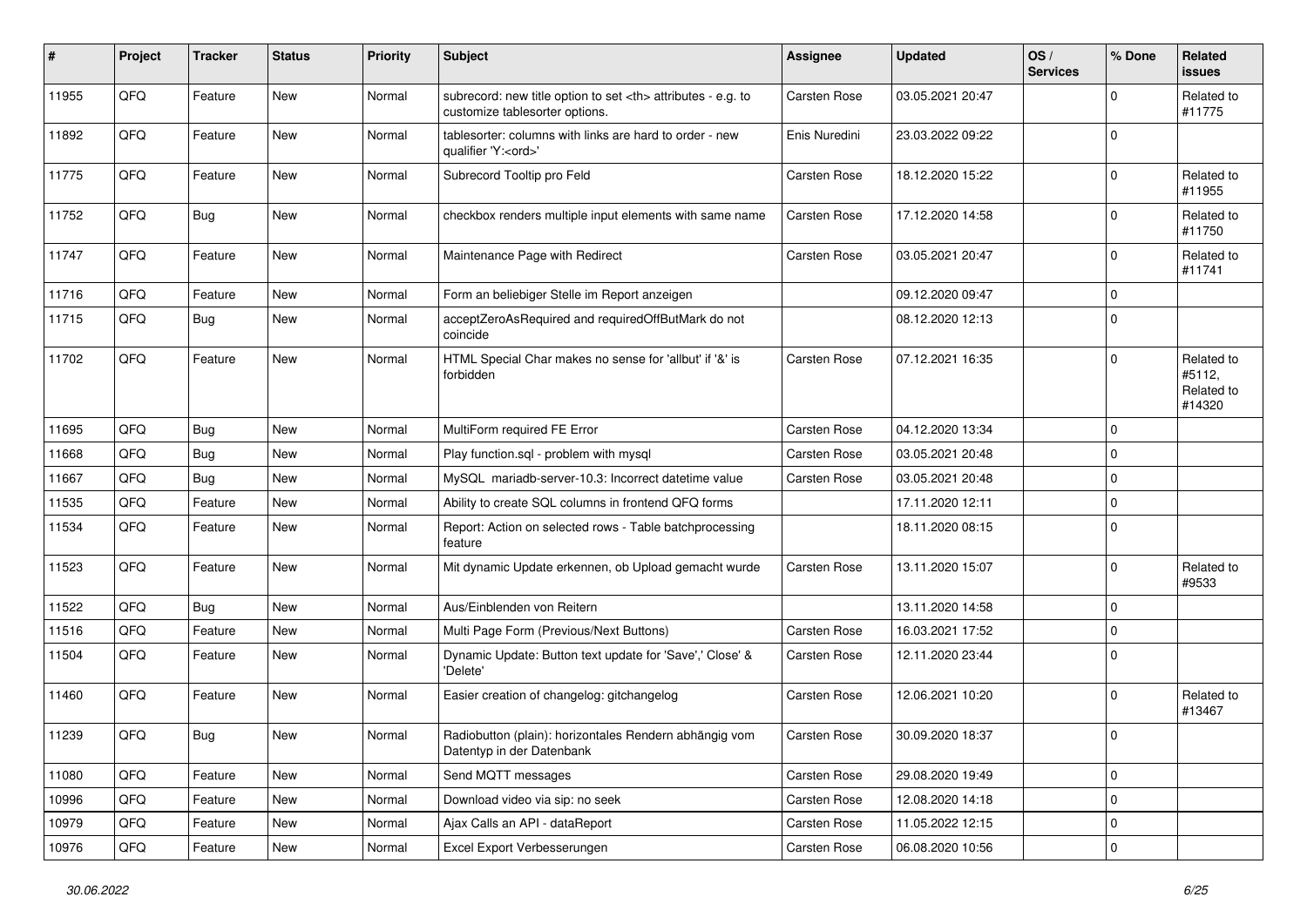| # | Project | Tracker | Status | Priority | Subject | Assignee | Updated | OS / Services | % Done | Related issues |
|---|---|---|---|---|---|---|---|---|---|---|
| 11955 | QFQ | Feature | New | Normal | subrecord: new title option to set <th> attributes - e.g. to customize tablesorter options. | Carsten Rose | 03.05.2021 20:47 | | 0 | Related to #11775 |
| 11892 | QFQ | Feature | New | Normal | tablesorter: columns with links are hard to order - new qualifier 'Y:<ord>' | Enis Nuredini | 23.03.2022 09:22 | | 0 | |
| 11775 | QFQ | Feature | New | Normal | Subrecord Tooltip pro Feld | Carsten Rose | 18.12.2020 15:22 | | 0 | Related to #11955 |
| 11752 | QFQ | Bug | New | Normal | checkbox renders multiple input elements with same name | Carsten Rose | 17.12.2020 14:58 | | 0 | Related to #11750 |
| 11747 | QFQ | Feature | New | Normal | Maintenance Page with Redirect | Carsten Rose | 03.05.2021 20:47 | | 0 | Related to #11741 |
| 11716 | QFQ | Feature | New | Normal | Form an beliebiger Stelle im Report anzeigen | | 09.12.2020 09:47 | | 0 | |
| 11715 | QFQ | Bug | New | Normal | acceptZeroAsRequired and requiredOffButMark do not coincide | | 08.12.2020 12:13 | | 0 | |
| 11702 | QFQ | Feature | New | Normal | HTML Special Char makes no sense for 'allbut' if '&' is forbidden | Carsten Rose | 07.12.2021 16:35 | | 0 | Related to #5112, Related to #14320 |
| 11695 | QFQ | Bug | New | Normal | MultiForm required FE Error | Carsten Rose | 04.12.2020 13:34 | | 0 | |
| 11668 | QFQ | Bug | New | Normal | Play function.sql - problem with mysql | Carsten Rose | 03.05.2021 20:48 | | 0 | |
| 11667 | QFQ | Bug | New | Normal | MySQL mariadb-server-10.3: Incorrect datetime value | Carsten Rose | 03.05.2021 20:48 | | 0 | |
| 11535 | QFQ | Feature | New | Normal | Ability to create SQL columns in frontend QFQ forms | | 17.11.2020 12:11 | | 0 | |
| 11534 | QFQ | Feature | New | Normal | Report: Action on selected rows - Table batchprocessing feature | | 18.11.2020 08:15 | | 0 | |
| 11523 | QFQ | Feature | New | Normal | Mit dynamic Update erkennen, ob Upload gemacht wurde | Carsten Rose | 13.11.2020 15:07 | | 0 | Related to #9533 |
| 11522 | QFQ | Bug | New | Normal | Aus/Einblenden von Reitern | | 13.11.2020 14:58 | | 0 | |
| 11516 | QFQ | Feature | New | Normal | Multi Page Form (Previous/Next Buttons) | Carsten Rose | 16.03.2021 17:52 | | 0 | |
| 11504 | QFQ | Feature | New | Normal | Dynamic Update: Button text update for 'Save',' Close' & 'Delete' | Carsten Rose | 12.11.2020 23:44 | | 0 | |
| 11460 | QFQ | Feature | New | Normal | Easier creation of changelog: gitchangelog | Carsten Rose | 12.06.2021 10:20 | | 0 | Related to #13467 |
| 11239 | QFQ | Bug | New | Normal | Radiobutton (plain): horizontales Rendern abhängig vom Datentyp in der Datenbank | Carsten Rose | 30.09.2020 18:37 | | 0 | |
| 11080 | QFQ | Feature | New | Normal | Send MQTT messages | Carsten Rose | 29.08.2020 19:49 | | 0 | |
| 10996 | QFQ | Feature | New | Normal | Download video via sip: no seek | Carsten Rose | 12.08.2020 14:18 | | 0 | |
| 10979 | QFQ | Feature | New | Normal | Ajax Calls an API - dataReport | Carsten Rose | 11.05.2022 12:15 | | 0 | |
| 10976 | QFQ | Feature | New | Normal | Excel Export Verbesserungen | Carsten Rose | 06.08.2020 10:56 | | 0 | |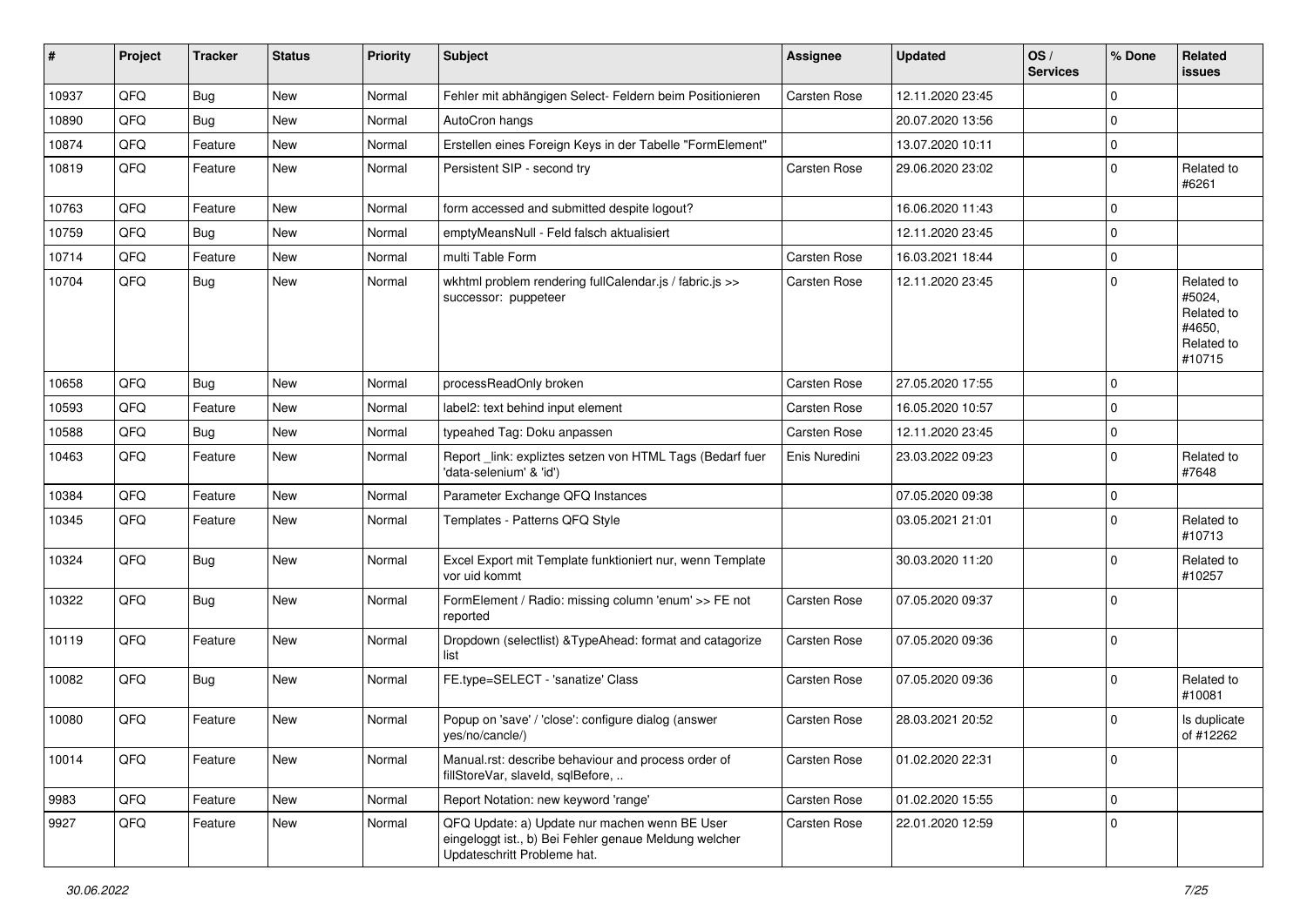| # | Project | Tracker | Status | Priority | Subject | Assignee | Updated | OS / Services | % Done | Related issues |
|---|---|---|---|---|---|---|---|---|---|---|
| 10937 | QFQ | Bug | New | Normal | Fehler mit abhängigen Select- Feldern beim Positionieren | Carsten Rose | 12.11.2020 23:45 | | 0 | |
| 10890 | QFQ | Bug | New | Normal | AutoCron hangs | | 20.07.2020 13:56 | | 0 | |
| 10874 | QFQ | Feature | New | Normal | Erstellen eines Foreign Keys in der Tabelle "FormElement" | | 13.07.2020 10:11 | | 0 | |
| 10819 | QFQ | Feature | New | Normal | Persistent SIP - second try | Carsten Rose | 29.06.2020 23:02 | | 0 | Related to #6261 |
| 10763 | QFQ | Feature | New | Normal | form accessed and submitted despite logout? | | 16.06.2020 11:43 | | 0 | |
| 10759 | QFQ | Bug | New | Normal | emptyMeansNull - Feld falsch aktualisiert | | 12.11.2020 23:45 | | 0 | |
| 10714 | QFQ | Feature | New | Normal | multi Table Form | Carsten Rose | 16.03.2021 18:44 | | 0 | |
| 10704 | QFQ | Bug | New | Normal | wkhtml problem rendering fullCalendar.js / fabric.js >> successor: puppeteer | Carsten Rose | 12.11.2020 23:45 | | 0 | Related to #5024, Related to #4650, Related to #10715 |
| 10658 | QFQ | Bug | New | Normal | processReadOnly broken | Carsten Rose | 27.05.2020 17:55 | | 0 | |
| 10593 | QFQ | Feature | New | Normal | label2: text behind input element | Carsten Rose | 16.05.2020 10:57 | | 0 | |
| 10588 | QFQ | Bug | New | Normal | typeahed Tag: Doku anpassen | Carsten Rose | 12.11.2020 23:45 | | 0 | |
| 10463 | QFQ | Feature | New | Normal | Report _link: expliztes setzen von HTML Tags (Bedarf fuer 'data-selenium' & 'id') | Enis Nuredini | 23.03.2022 09:23 | | 0 | Related to #7648 |
| 10384 | QFQ | Feature | New | Normal | Parameter Exchange QFQ Instances | | 07.05.2020 09:38 | | 0 | |
| 10345 | QFQ | Feature | New | Normal | Templates - Patterns QFQ Style | | 03.05.2021 21:01 | | 0 | Related to #10713 |
| 10324 | QFQ | Bug | New | Normal | Excel Export mit Template funktioniert nur, wenn Template vor uid kommt | | 30.03.2020 11:20 | | 0 | Related to #10257 |
| 10322 | QFQ | Bug | New | Normal | FormElement / Radio: missing column 'enum' >> FE not reported | Carsten Rose | 07.05.2020 09:37 | | 0 | |
| 10119 | QFQ | Feature | New | Normal | Dropdown (selectlist) &TypeAhead: format and catagorize list | Carsten Rose | 07.05.2020 09:36 | | 0 | |
| 10082 | QFQ | Bug | New | Normal | FE.type=SELECT - 'sanatize' Class | Carsten Rose | 07.05.2020 09:36 | | 0 | Related to #10081 |
| 10080 | QFQ | Feature | New | Normal | Popup on 'save' / 'close': configure dialog (answer yes/no/cancle/) | Carsten Rose | 28.03.2021 20:52 | | 0 | Is duplicate of #12262 |
| 10014 | QFQ | Feature | New | Normal | Manual.rst: describe behaviour and process order of fillStoreVar, slaveId, sqlBefore, .. | Carsten Rose | 01.02.2020 22:31 | | 0 | |
| 9983 | QFQ | Feature | New | Normal | Report Notation: new keyword 'range' | Carsten Rose | 01.02.2020 15:55 | | 0 | |
| 9927 | QFQ | Feature | New | Normal | QFQ Update: a) Update nur machen wenn BE User eingeloggt ist., b) Bei Fehler genaue Meldung welcher Updateschritt Probleme hat. | Carsten Rose | 22.01.2020 12:59 | | 0 | |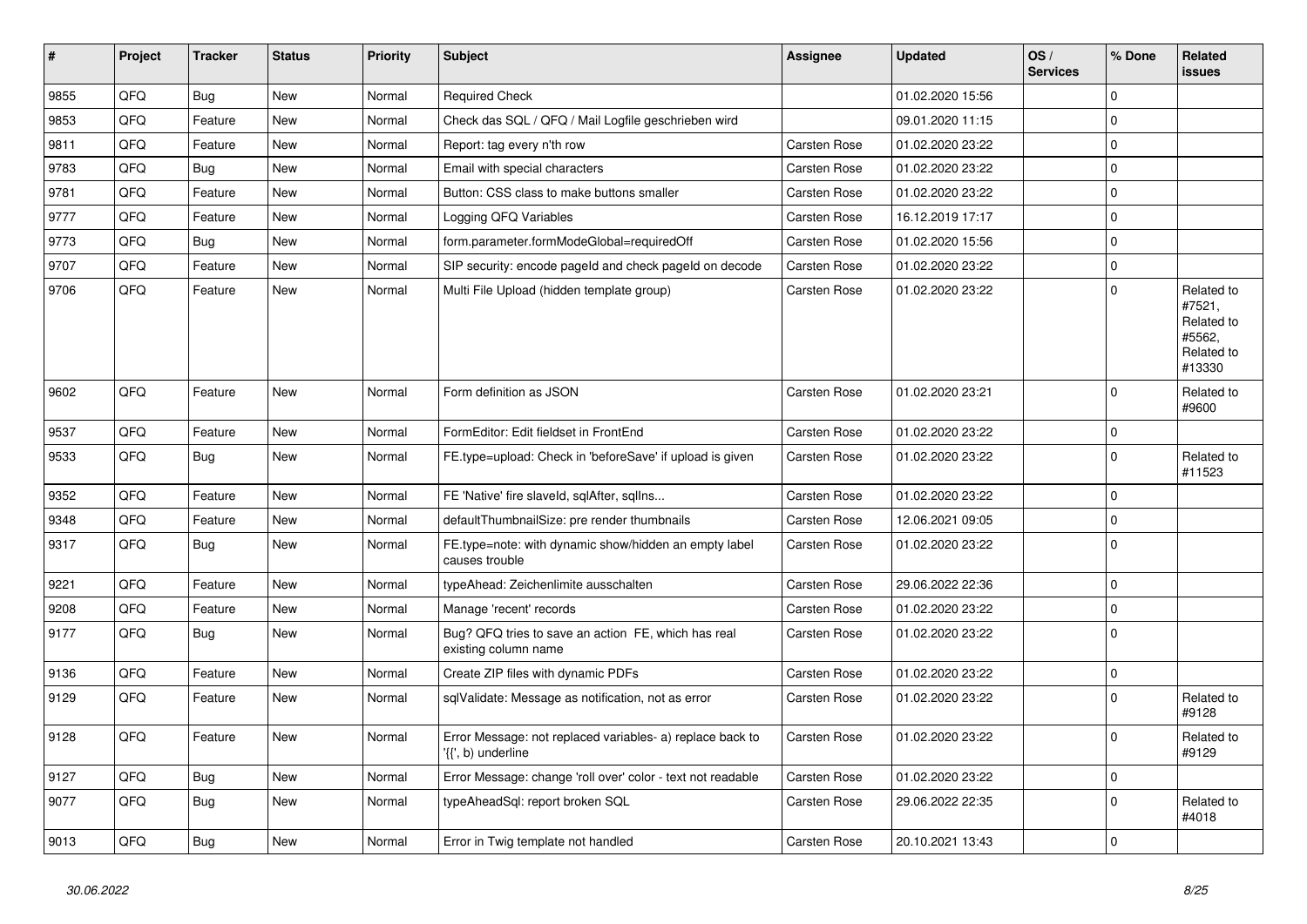| # | Project | Tracker | Status | Priority | Subject | Assignee | Updated | OS / Services | % Done | Related issues |
|---|---|---|---|---|---|---|---|---|---|---|
| 9855 | QFQ | Bug | New | Normal | Required Check | | 01.02.2020 15:56 | | 0 | |
| 9853 | QFQ | Feature | New | Normal | Check das SQL / QFQ / Mail Logfile geschrieben wird | | 09.01.2020 11:15 | | 0 | |
| 9811 | QFQ | Feature | New | Normal | Report: tag every n'th row | Carsten Rose | 01.02.2020 23:22 | | 0 | |
| 9783 | QFQ | Bug | New | Normal | Email with special characters | Carsten Rose | 01.02.2020 23:22 | | 0 | |
| 9781 | QFQ | Feature | New | Normal | Button: CSS class to make buttons smaller | Carsten Rose | 01.02.2020 23:22 | | 0 | |
| 9777 | QFQ | Feature | New | Normal | Logging QFQ Variables | Carsten Rose | 16.12.2019 17:17 | | 0 | |
| 9773 | QFQ | Bug | New | Normal | form.parameter.formModeGlobal=requiredOff | Carsten Rose | 01.02.2020 15:56 | | 0 | |
| 9707 | QFQ | Feature | New | Normal | SIP security: encode pageId and check pageId on decode | Carsten Rose | 01.02.2020 23:22 | | 0 | |
| 9706 | QFQ | Feature | New | Normal | Multi File Upload (hidden template group) | Carsten Rose | 01.02.2020 23:22 | | 0 | Related to #7521, Related to #5562, Related to #13330 |
| 9602 | QFQ | Feature | New | Normal | Form definition as JSON | Carsten Rose | 01.02.2020 23:21 | | 0 | Related to #9600 |
| 9537 | QFQ | Feature | New | Normal | FormEditor: Edit fieldset in FrontEnd | Carsten Rose | 01.02.2020 23:22 | | 0 | |
| 9533 | QFQ | Bug | New | Normal | FE.type=upload: Check in 'beforeSave' if upload is given | Carsten Rose | 01.02.2020 23:22 | | 0 | Related to #11523 |
| 9352 | QFQ | Feature | New | Normal | FE 'Native' fire slaveId, sqlAfter, sqlIns... | Carsten Rose | 01.02.2020 23:22 | | 0 | |
| 9348 | QFQ | Feature | New | Normal | defaultThumbnailSize: pre render thumbnails | Carsten Rose | 12.06.2021 09:05 | | 0 | |
| 9317 | QFQ | Bug | New | Normal | FE.type=note: with dynamic show/hidden an empty label causes trouble | Carsten Rose | 01.02.2020 23:22 | | 0 | |
| 9221 | QFQ | Feature | New | Normal | typeAhead: Zeichenlimite ausschalten | Carsten Rose | 29.06.2022 22:36 | | 0 | |
| 9208 | QFQ | Feature | New | Normal | Manage 'recent' records | Carsten Rose | 01.02.2020 23:22 | | 0 | |
| 9177 | QFQ | Bug | New | Normal | Bug? QFQ tries to save an action FE, which has real existing column name | Carsten Rose | 01.02.2020 23:22 | | 0 | |
| 9136 | QFQ | Feature | New | Normal | Create ZIP files with dynamic PDFs | Carsten Rose | 01.02.2020 23:22 | | 0 | |
| 9129 | QFQ | Feature | New | Normal | sqlValidate: Message as notification, not as error | Carsten Rose | 01.02.2020 23:22 | | 0 | Related to #9128 |
| 9128 | QFQ | Feature | New | Normal | Error Message: not replaced variables- a) replace back to '{{', b) underline | Carsten Rose | 01.02.2020 23:22 | | 0 | Related to #9129 |
| 9127 | QFQ | Bug | New | Normal | Error Message: change 'roll over' color - text not readable | Carsten Rose | 01.02.2020 23:22 | | 0 | |
| 9077 | QFQ | Bug | New | Normal | typeAheadSql: report broken SQL | Carsten Rose | 29.06.2022 22:35 | | 0 | Related to #4018 |
| 9013 | QFQ | Bug | New | Normal | Error in Twig template not handled | Carsten Rose | 20.10.2021 13:43 | | 0 | |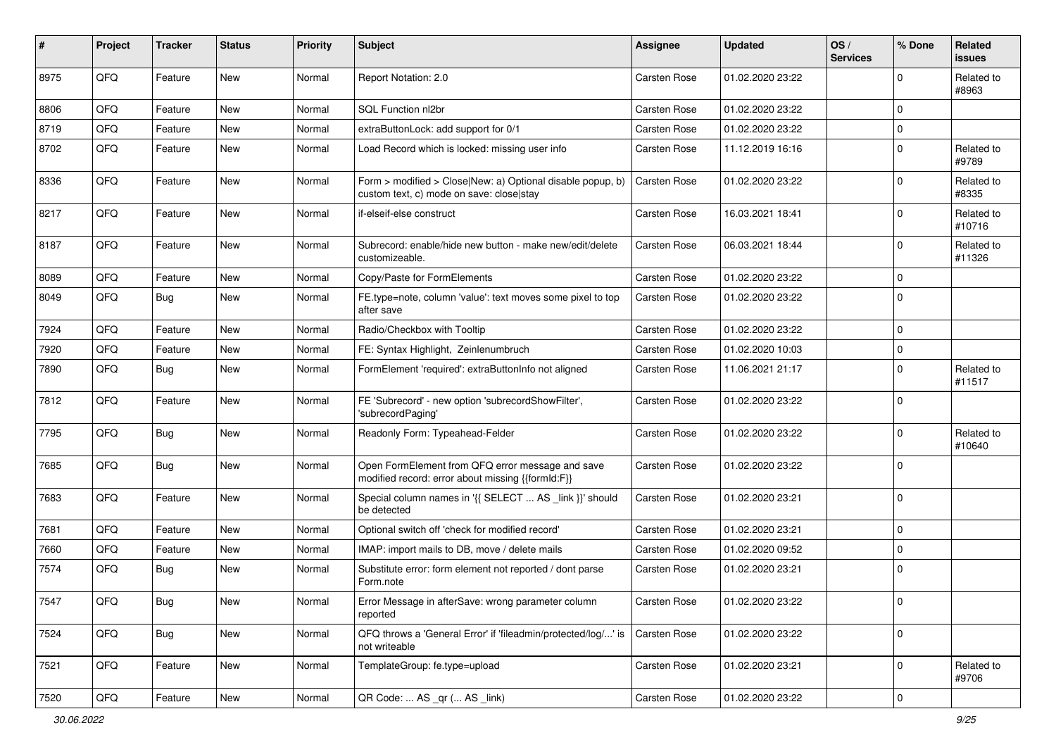| # | Project | Tracker | Status | Priority | Subject | Assignee | Updated | OS / Services | % Done | Related issues |
|---|---|---|---|---|---|---|---|---|---|---|
| 8975 | QFQ | Feature | New | Normal | Report Notation: 2.0 | Carsten Rose | 01.02.2020 23:22 | | 0 | Related to #8963 |
| 8806 | QFQ | Feature | New | Normal | SQL Function nl2br | Carsten Rose | 01.02.2020 23:22 | | 0 | |
| 8719 | QFQ | Feature | New | Normal | extraButtonLock: add support for 0/1 | Carsten Rose | 01.02.2020 23:22 | | 0 | |
| 8702 | QFQ | Feature | New | Normal | Load Record which is locked: missing user info | Carsten Rose | 11.12.2019 16:16 | | 0 | Related to #9789 |
| 8336 | QFQ | Feature | New | Normal | Form > modified > Close\|New: a) Optional disable popup, b) custom text, c) mode on save: close\|stay | Carsten Rose | 01.02.2020 23:22 | | 0 | Related to #8335 |
| 8217 | QFQ | Feature | New | Normal | if-elseif-else construct | Carsten Rose | 16.03.2021 18:41 | | 0 | Related to #10716 |
| 8187 | QFQ | Feature | New | Normal | Subrecord: enable/hide new button - make new/edit/delete customizeable. | Carsten Rose | 06.03.2021 18:44 | | 0 | Related to #11326 |
| 8089 | QFQ | Feature | New | Normal | Copy/Paste for FormElements | Carsten Rose | 01.02.2020 23:22 | | 0 | |
| 8049 | QFQ | Bug | New | Normal | FE.type=note, column 'value': text moves some pixel to top after save | Carsten Rose | 01.02.2020 23:22 | | 0 | |
| 7924 | QFQ | Feature | New | Normal | Radio/Checkbox with Tooltip | Carsten Rose | 01.02.2020 23:22 | | 0 | |
| 7920 | QFQ | Feature | New | Normal | FE: Syntax Highlight, Zeinlenumbruch | Carsten Rose | 01.02.2020 10:03 | | 0 | |
| 7890 | QFQ | Bug | New | Normal | FormElement 'required': extraButtonInfo not aligned | Carsten Rose | 11.06.2021 21:17 | | 0 | Related to #11517 |
| 7812 | QFQ | Feature | New | Normal | FE 'Subrecord' - new option 'subrecordShowFilter', 'subrecordPaging' | Carsten Rose | 01.02.2020 23:22 | | 0 | |
| 7795 | QFQ | Bug | New | Normal | Readonly Form: Typeahead-Felder | Carsten Rose | 01.02.2020 23:22 | | 0 | Related to #10640 |
| 7685 | QFQ | Bug | New | Normal | Open FormElement from QFQ error message and save modified record: error about missing {{formId:F}} | Carsten Rose | 01.02.2020 23:22 | | 0 | |
| 7683 | QFQ | Feature | New | Normal | Special column names in '{{ SELECT ... AS _link }}' should be detected | Carsten Rose | 01.02.2020 23:21 | | 0 | |
| 7681 | QFQ | Feature | New | Normal | Optional switch off 'check for modified record' | Carsten Rose | 01.02.2020 23:21 | | 0 | |
| 7660 | QFQ | Feature | New | Normal | IMAP: import mails to DB, move / delete mails | Carsten Rose | 01.02.2020 09:52 | | 0 | |
| 7574 | QFQ | Bug | New | Normal | Substitute error: form element not reported / dont parse Form.note | Carsten Rose | 01.02.2020 23:21 | | 0 | |
| 7547 | QFQ | Bug | New | Normal | Error Message in afterSave: wrong parameter column reported | Carsten Rose | 01.02.2020 23:22 | | 0 | |
| 7524 | QFQ | Bug | New | Normal | QFQ throws a 'General Error' if 'fileadmin/protected/log/...' is not writeable | Carsten Rose | 01.02.2020 23:22 | | 0 | |
| 7521 | QFQ | Feature | New | Normal | TemplateGroup: fe.type=upload | Carsten Rose | 01.02.2020 23:21 | | 0 | Related to #9706 |
| 7520 | QFQ | Feature | New | Normal | QR Code: ... AS _qr ( ... AS _link) | Carsten Rose | 01.02.2020 23:22 | | 0 | |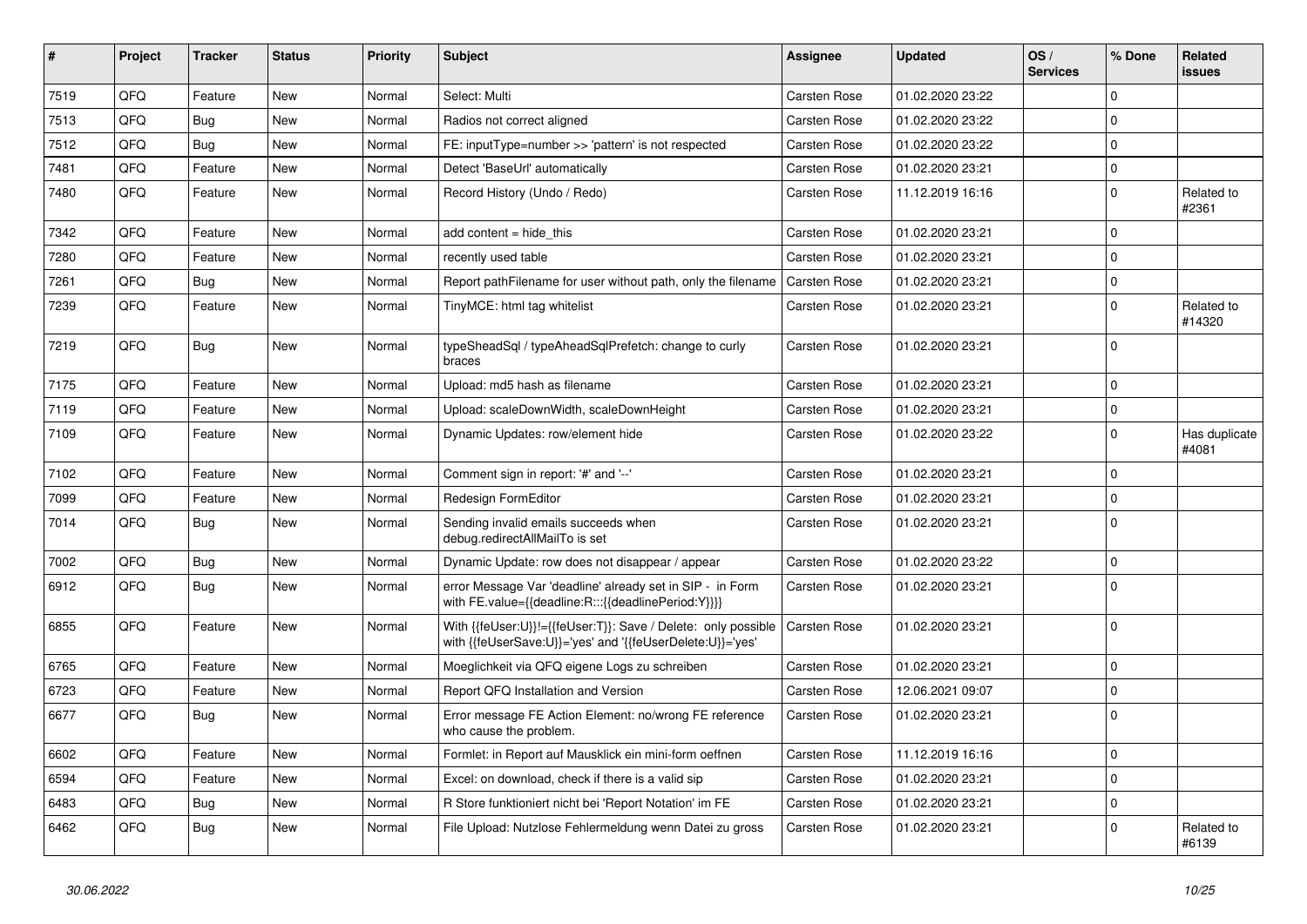| # | Project | Tracker | Status | Priority | Subject | Assignee | Updated | OS / Services | % Done | Related issues |
|---|---|---|---|---|---|---|---|---|---|---|
| 7519 | QFQ | Feature | New | Normal | Select: Multi | Carsten Rose | 01.02.2020 23:22 | | 0 | |
| 7513 | QFQ | Bug | New | Normal | Radios not correct aligned | Carsten Rose | 01.02.2020 23:22 | | 0 | |
| 7512 | QFQ | Bug | New | Normal | FE: inputType=number >> 'pattern' is not respected | Carsten Rose | 01.02.2020 23:22 | | 0 | |
| 7481 | QFQ | Feature | New | Normal | Detect 'BaseUrl' automatically | Carsten Rose | 01.02.2020 23:21 | | 0 | |
| 7480 | QFQ | Feature | New | Normal | Record History (Undo / Redo) | Carsten Rose | 11.12.2019 16:16 | | 0 | Related to #2361 |
| 7342 | QFQ | Feature | New | Normal | add content = hide_this | Carsten Rose | 01.02.2020 23:21 | | 0 | |
| 7280 | QFQ | Feature | New | Normal | recently used table | Carsten Rose | 01.02.2020 23:21 | | 0 | |
| 7261 | QFQ | Bug | New | Normal | Report pathFilename for user without path, only the filename | Carsten Rose | 01.02.2020 23:21 | | 0 | |
| 7239 | QFQ | Feature | New | Normal | TinyMCE: html tag whitelist | Carsten Rose | 01.02.2020 23:21 | | 0 | Related to #14320 |
| 7219 | QFQ | Bug | New | Normal | typeSheadSql / typeAheadSqlPrefetch: change to curly braces | Carsten Rose | 01.02.2020 23:21 | | 0 | |
| 7175 | QFQ | Feature | New | Normal | Upload: md5 hash as filename | Carsten Rose | 01.02.2020 23:21 | | 0 | |
| 7119 | QFQ | Feature | New | Normal | Upload: scaleDownWidth, scaleDownHeight | Carsten Rose | 01.02.2020 23:21 | | 0 | |
| 7109 | QFQ | Feature | New | Normal | Dynamic Updates: row/element hide | Carsten Rose | 01.02.2020 23:22 | | 0 | Has duplicate #4081 |
| 7102 | QFQ | Feature | New | Normal | Comment sign in report: '#' and '--' | Carsten Rose | 01.02.2020 23:21 | | 0 | |
| 7099 | QFQ | Feature | New | Normal | Redesign FormEditor | Carsten Rose | 01.02.2020 23:21 | | 0 | |
| 7014 | QFQ | Bug | New | Normal | Sending invalid emails succeeds when debug.redirectAllMailTo is set | Carsten Rose | 01.02.2020 23:21 | | 0 | |
| 7002 | QFQ | Bug | New | Normal | Dynamic Update: row does not disappear / appear | Carsten Rose | 01.02.2020 23:22 | | 0 | |
| 6912 | QFQ | Bug | New | Normal | error Message Var 'deadline' already set in SIP - in Form with FE.value={{deadline:R:::{{deadlinePeriod:Y}}}} | Carsten Rose | 01.02.2020 23:21 | | 0 | |
| 6855 | QFQ | Feature | New | Normal | With {{feUser:U}}!={{feUser:T}}: Save / Delete: only possible with {{feUserSave:U}}='yes' and '{{feUserDelete:U}}='yes' | Carsten Rose | 01.02.2020 23:21 | | 0 | |
| 6765 | QFQ | Feature | New | Normal | Moeglichkeit via QFQ eigene Logs zu schreiben | Carsten Rose | 01.02.2020 23:21 | | 0 | |
| 6723 | QFQ | Feature | New | Normal | Report QFQ Installation and Version | Carsten Rose | 12.06.2021 09:07 | | 0 | |
| 6677 | QFQ | Bug | New | Normal | Error message FE Action Element: no/wrong FE reference who cause the problem. | Carsten Rose | 01.02.2020 23:21 | | 0 | |
| 6602 | QFQ | Feature | New | Normal | Formlet: in Report auf Mausklick ein mini-form oeffnen | Carsten Rose | 11.12.2019 16:16 | | 0 | |
| 6594 | QFQ | Feature | New | Normal | Excel: on download, check if there is a valid sip | Carsten Rose | 01.02.2020 23:21 | | 0 | |
| 6483 | QFQ | Bug | New | Normal | R Store funktioniert nicht bei 'Report Notation' im FE | Carsten Rose | 01.02.2020 23:21 | | 0 | |
| 6462 | QFQ | Bug | New | Normal | File Upload: Nutzlose Fehlermeldung wenn Datei zu gross | Carsten Rose | 01.02.2020 23:21 | | 0 | Related to #6139 |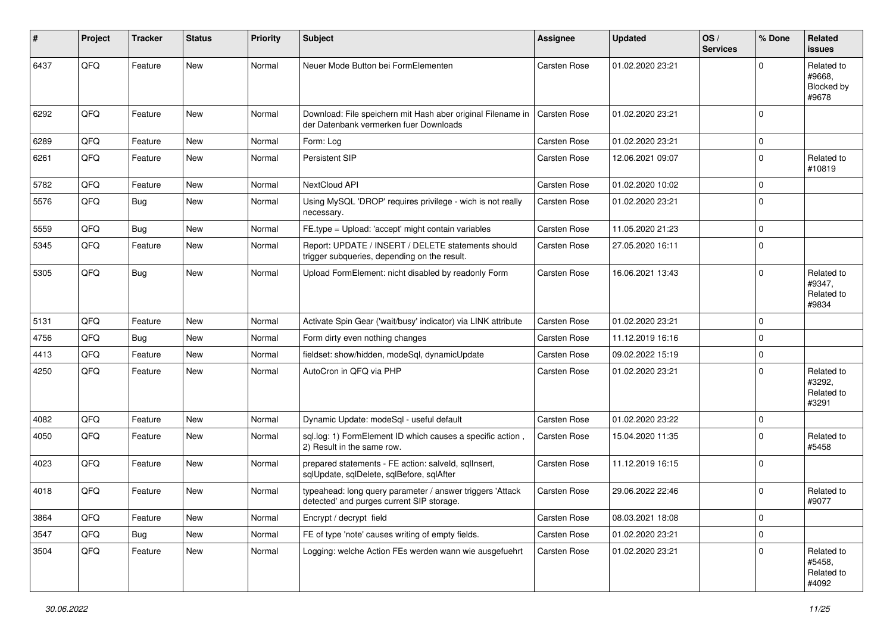| # | Project | Tracker | Status | Priority | Subject | Assignee | Updated | OS / Services | % Done | Related issues |
|---|---|---|---|---|---|---|---|---|---|---|
| 6437 | QFQ | Feature | New | Normal | Neuer Mode Button bei FormElementen | Carsten Rose | 01.02.2020 23:21 | | 0 | Related to #9668, Blocked by #9678 |
| 6292 | QFQ | Feature | New | Normal | Download: File speichern mit Hash aber original Filename in der Datenbank vermerken fuer Downloads | Carsten Rose | 01.02.2020 23:21 | | 0 | |
| 6289 | QFQ | Feature | New | Normal | Form: Log | Carsten Rose | 01.02.2020 23:21 | | 0 | |
| 6261 | QFQ | Feature | New | Normal | Persistent SIP | Carsten Rose | 12.06.2021 09:07 | | 0 | Related to #10819 |
| 5782 | QFQ | Feature | New | Normal | NextCloud API | Carsten Rose | 01.02.2020 10:02 | | 0 | |
| 5576 | QFQ | Bug | New | Normal | Using MySQL 'DROP' requires privilege - wich is not really necessary. | Carsten Rose | 01.02.2020 23:21 | | 0 | |
| 5559 | QFQ | Bug | New | Normal | FE.type = Upload: 'accept' might contain variables | Carsten Rose | 11.05.2020 21:23 | | 0 | |
| 5345 | QFQ | Feature | New | Normal | Report: UPDATE / INSERT / DELETE statements should trigger subqueries, depending on the result. | Carsten Rose | 27.05.2020 16:11 | | 0 | |
| 5305 | QFQ | Bug | New | Normal | Upload FormElement: nicht disabled by readonly Form | Carsten Rose | 16.06.2021 13:43 | | 0 | Related to #9347, Related to #9834 |
| 5131 | QFQ | Feature | New | Normal | Activate Spin Gear ('wait/busy' indicator) via LINK attribute | Carsten Rose | 01.02.2020 23:21 | | 0 | |
| 4756 | QFQ | Bug | New | Normal | Form dirty even nothing changes | Carsten Rose | 11.12.2019 16:16 | | 0 | |
| 4413 | QFQ | Feature | New | Normal | fieldset: show/hidden, modeSql, dynamicUpdate | Carsten Rose | 09.02.2022 15:19 | | 0 | |
| 4250 | QFQ | Feature | New | Normal | AutoCron in QFQ via PHP | Carsten Rose | 01.02.2020 23:21 | | 0 | Related to #3292, Related to #3291 |
| 4082 | QFQ | Feature | New | Normal | Dynamic Update: modeSql - useful default | Carsten Rose | 01.02.2020 23:22 | | 0 | |
| 4050 | QFQ | Feature | New | Normal | sql.log: 1) FormElement ID which causes a specific action , 2) Result in the same row. | Carsten Rose | 15.04.2020 11:35 | | 0 | Related to #5458 |
| 4023 | QFQ | Feature | New | Normal | prepared statements - FE action: salveld, sqlInsert, sqlUpdate, sqlDelete, sqlBefore, sqlAfter | Carsten Rose | 11.12.2019 16:15 | | 0 | |
| 4018 | QFQ | Feature | New | Normal | typeahead: long query parameter / answer triggers 'Attack detected' and purges current SIP storage. | Carsten Rose | 29.06.2022 22:46 | | 0 | Related to #9077 |
| 3864 | QFQ | Feature | New | Normal | Encrypt / decrypt field | Carsten Rose | 08.03.2021 18:08 | | 0 | |
| 3547 | QFQ | Bug | New | Normal | FE of type 'note' causes writing of empty fields. | Carsten Rose | 01.02.2020 23:21 | | 0 | |
| 3504 | QFQ | Feature | New | Normal | Logging: welche Action FEs werden wann wie ausgefuehrt | Carsten Rose | 01.02.2020 23:21 | | 0 | Related to #5458, Related to #4092 |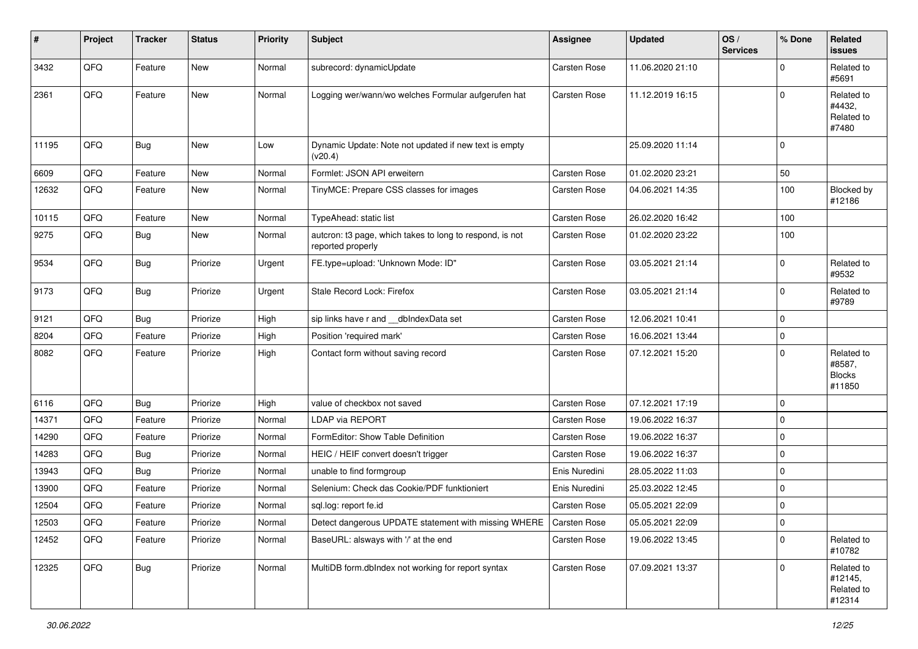| # | Project | Tracker | Status | Priority | Subject | Assignee | Updated | OS / Services | % Done | Related issues |
|---|---|---|---|---|---|---|---|---|---|---|
| 3432 | QFQ | Feature | New | Normal | subrecord: dynamicUpdate | Carsten Rose | 11.06.2020 21:10 | | 0 | Related to #5691 |
| 2361 | QFQ | Feature | New | Normal | Logging wer/wann/wo welches Formular aufgerufen hat | Carsten Rose | 11.12.2019 16:15 | | 0 | Related to #4432, Related to #7480 |
| 11195 | QFQ | Bug | New | Low | Dynamic Update: Note not updated if new text is empty (v20.4) | | 25.09.2020 11:14 | | 0 | |
| 6609 | QFQ | Feature | New | Normal | Formlet: JSON API erweitern | Carsten Rose | 01.02.2020 23:21 | | 50 | |
| 12632 | QFQ | Feature | New | Normal | TinyMCE: Prepare CSS classes for images | Carsten Rose | 04.06.2021 14:35 | | 100 | Blocked by #12186 |
| 10115 | QFQ | Feature | New | Normal | TypeAhead: static list | Carsten Rose | 26.02.2020 16:42 | | 100 | |
| 9275 | QFQ | Bug | New | Normal | autcron: t3 page, which takes to long to respond, is not reported properly | Carsten Rose | 01.02.2020 23:22 | | 100 | |
| 9534 | QFQ | Bug | Priorize | Urgent | FE.type=upload: 'Unknown Mode: ID" | Carsten Rose | 03.05.2021 21:14 | | 0 | Related to #9532 |
| 9173 | QFQ | Bug | Priorize | Urgent | Stale Record Lock: Firefox | Carsten Rose | 03.05.2021 21:14 | | 0 | Related to #9789 |
| 9121 | QFQ | Bug | Priorize | High | sip links have r and __dbIndexData set | Carsten Rose | 12.06.2021 10:41 | | 0 | |
| 8204 | QFQ | Feature | Priorize | High | Position 'required mark' | Carsten Rose | 16.06.2021 13:44 | | 0 | |
| 8082 | QFQ | Feature | Priorize | High | Contact form without saving record | Carsten Rose | 07.12.2021 15:20 | | 0 | Related to #8587, Blocks #11850 |
| 6116 | QFQ | Bug | Priorize | High | value of checkbox not saved | Carsten Rose | 07.12.2021 17:19 | | 0 | |
| 14371 | QFQ | Feature | Priorize | Normal | LDAP via REPORT | Carsten Rose | 19.06.2022 16:37 | | 0 | |
| 14290 | QFQ | Feature | Priorize | Normal | FormEditor: Show Table Definition | Carsten Rose | 19.06.2022 16:37 | | 0 | |
| 14283 | QFQ | Bug | Priorize | Normal | HEIC / HEIF convert doesn't trigger | Carsten Rose | 19.06.2022 16:37 | | 0 | |
| 13943 | QFQ | Bug | Priorize | Normal | unable to find formgroup | Enis Nuredini | 28.05.2022 11:03 | | 0 | |
| 13900 | QFQ | Feature | Priorize | Normal | Selenium: Check das Cookie/PDF funktioniert | Enis Nuredini | 25.03.2022 12:45 | | 0 | |
| 12504 | QFQ | Feature | Priorize | Normal | sql.log: report fe.id | Carsten Rose | 05.05.2021 22:09 | | 0 | |
| 12503 | QFQ | Feature | Priorize | Normal | Detect dangerous UPDATE statement with missing WHERE | Carsten Rose | 05.05.2021 22:09 | | 0 | |
| 12452 | QFQ | Feature | Priorize | Normal | BaseURL: alsways with '/' at the end | Carsten Rose | 19.06.2022 13:45 | | 0 | Related to #10782 |
| 12325 | QFQ | Bug | Priorize | Normal | MultiDB form.dbIndex not working for report syntax | Carsten Rose | 07.09.2021 13:37 | | 0 | Related to #12145, Related to #12314 |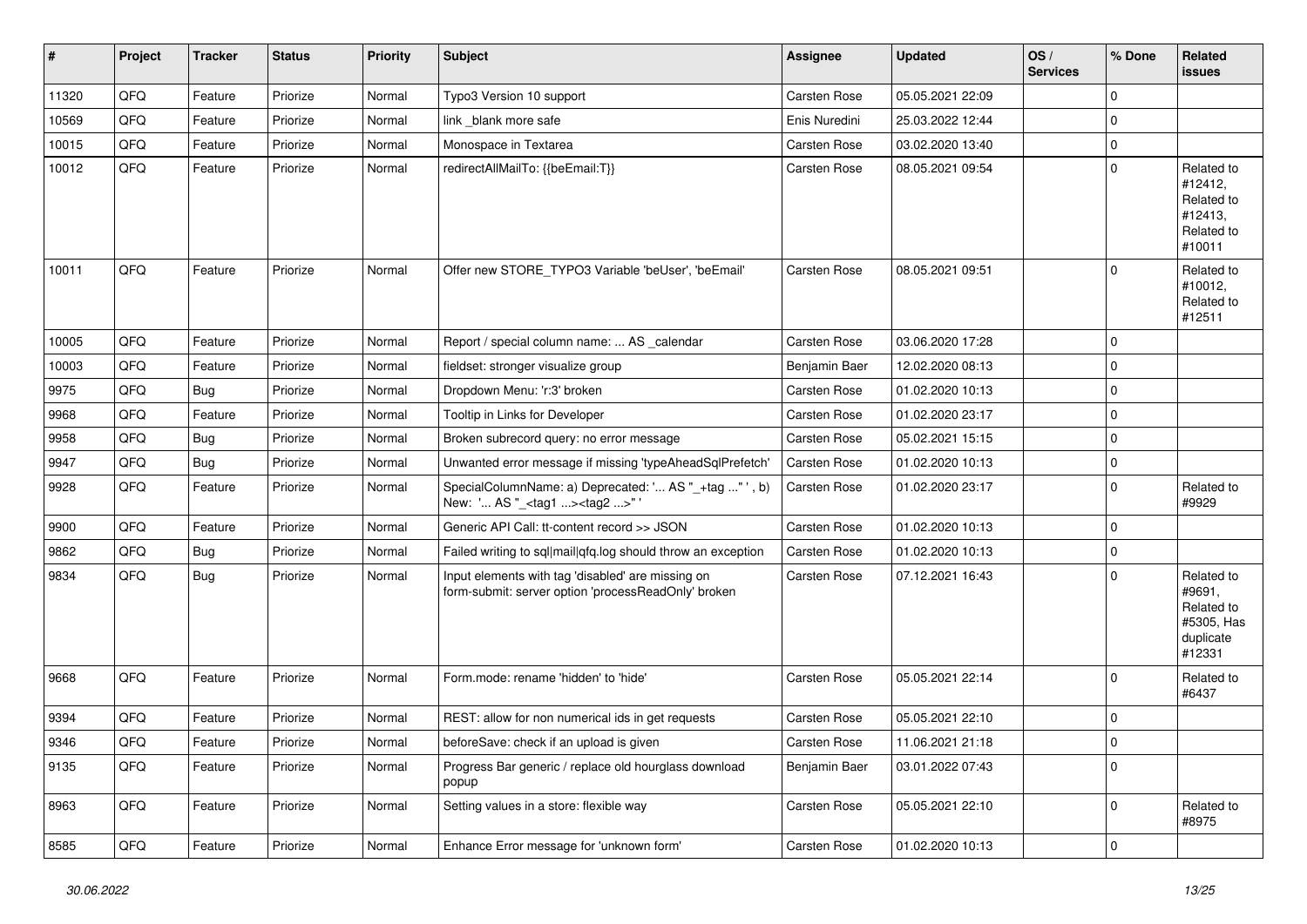| # | Project | Tracker | Status | Priority | Subject | Assignee | Updated | OS / Services | % Done | Related issues |
|---|---|---|---|---|---|---|---|---|---|---|
| 11320 | QFQ | Feature | Priorize | Normal | Typo3 Version 10 support | Carsten Rose | 05.05.2021 22:09 | | 0 | |
| 10569 | QFQ | Feature | Priorize | Normal | link _blank more safe | Enis Nuredini | 25.03.2022 12:44 | | 0 | |
| 10015 | QFQ | Feature | Priorize | Normal | Monospace in Textarea | Carsten Rose | 03.02.2020 13:40 | | 0 | |
| 10012 | QFQ | Feature | Priorize | Normal | redirectAllMailTo: {{beEmail:T}} | Carsten Rose | 08.05.2021 09:54 | | 0 | Related to #12412, Related to #12413, Related to #10011 |
| 10011 | QFQ | Feature | Priorize | Normal | Offer new STORE_TYPO3 Variable 'beUser', 'beEmail' | Carsten Rose | 08.05.2021 09:51 | | 0 | Related to #10012, Related to #12511 |
| 10005 | QFQ | Feature | Priorize | Normal | Report / special column name: ... AS _calendar | Carsten Rose | 03.06.2020 17:28 | | 0 | |
| 10003 | QFQ | Feature | Priorize | Normal | fieldset: stronger visualize group | Benjamin Baer | 12.02.2020 08:13 | | 0 | |
| 9975 | QFQ | Bug | Priorize | Normal | Dropdown Menu: 'r:3' broken | Carsten Rose | 01.02.2020 10:13 | | 0 | |
| 9968 | QFQ | Feature | Priorize | Normal | Tooltip in Links for Developer | Carsten Rose | 01.02.2020 23:17 | | 0 | |
| 9958 | QFQ | Bug | Priorize | Normal | Broken subrecord query: no error message | Carsten Rose | 05.02.2021 15:15 | | 0 | |
| 9947 | QFQ | Bug | Priorize | Normal | Unwanted error message if missing 'typeAheadSqlPrefetch' | Carsten Rose | 01.02.2020 10:13 | | 0 | |
| 9928 | QFQ | Feature | Priorize | Normal | SpecialColumnName: a) Deprecated: '... AS "_+tag ..." ', b) New: '... AS "_<tag1 ...><tag2 ...>" ' | Carsten Rose | 01.02.2020 23:17 | | 0 | Related to #9929 |
| 9900 | QFQ | Feature | Priorize | Normal | Generic API Call: tt-content record >> JSON | Carsten Rose | 01.02.2020 10:13 | | 0 | |
| 9862 | QFQ | Bug | Priorize | Normal | Failed writing to sql\|mail\|qfq.log should throw an exception | Carsten Rose | 01.02.2020 10:13 | | 0 | |
| 9834 | QFQ | Bug | Priorize | Normal | Input elements with tag 'disabled' are missing on form-submit: server option 'processReadOnly' broken | Carsten Rose | 07.12.2021 16:43 | | 0 | Related to #9691, Related to #5305, Has duplicate #12331 |
| 9668 | QFQ | Feature | Priorize | Normal | Form.mode: rename 'hidden' to 'hide' | Carsten Rose | 05.05.2021 22:14 | | 0 | Related to #6437 |
| 9394 | QFQ | Feature | Priorize | Normal | REST: allow for non numerical ids in get requests | Carsten Rose | 05.05.2021 22:10 | | 0 | |
| 9346 | QFQ | Feature | Priorize | Normal | beforeSave: check if an upload is given | Carsten Rose | 11.06.2021 21:18 | | 0 | |
| 9135 | QFQ | Feature | Priorize | Normal | Progress Bar generic / replace old hourglass download popup | Benjamin Baer | 03.01.2022 07:43 | | 0 | |
| 8963 | QFQ | Feature | Priorize | Normal | Setting values in a store: flexible way | Carsten Rose | 05.05.2021 22:10 | | 0 | Related to #8975 |
| 8585 | QFQ | Feature | Priorize | Normal | Enhance Error message for 'unknown form' | Carsten Rose | 01.02.2020 10:13 | | 0 | |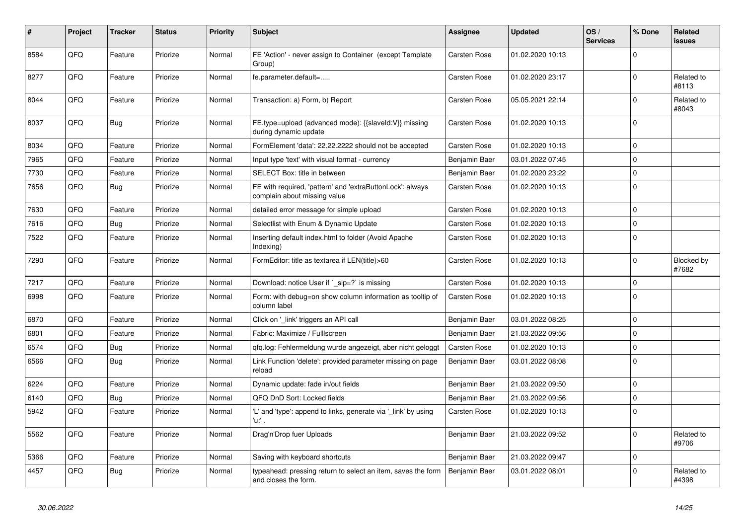| # | Project | Tracker | Status | Priority | Subject | Assignee | Updated | OS / Services | % Done | Related issues |
|---|---|---|---|---|---|---|---|---|---|---|
| 8584 | QFQ | Feature | Priorize | Normal | FE 'Action' - never assign to Container (except Template Group) | Carsten Rose | 01.02.2020 10:13 | | 0 | |
| 8277 | QFQ | Feature | Priorize | Normal | fe.parameter.default=..... | Carsten Rose | 01.02.2020 23:17 | | 0 | Related to #8113 |
| 8044 | QFQ | Feature | Priorize | Normal | Transaction: a) Form, b) Report | Carsten Rose | 05.05.2021 22:14 | | 0 | Related to #8043 |
| 8037 | QFQ | Bug | Priorize | Normal | FE.type=upload (advanced mode): {{slaveId:V}} missing during dynamic update | Carsten Rose | 01.02.2020 10:13 | | 0 | |
| 8034 | QFQ | Feature | Priorize | Normal | FormElement 'data': 22.22.2222 should not be accepted | Carsten Rose | 01.02.2020 10:13 | | 0 | |
| 7965 | QFQ | Feature | Priorize | Normal | Input type 'text' with visual format - currency | Benjamin Baer | 03.01.2022 07:45 | | 0 | |
| 7730 | QFQ | Feature | Priorize | Normal | SELECT Box: title in between | Benjamin Baer | 01.02.2020 23:22 | | 0 | |
| 7656 | QFQ | Bug | Priorize | Normal | FE with required, 'pattern' and 'extraButtonLock': always complain about missing value | Carsten Rose | 01.02.2020 10:13 | | 0 | |
| 7630 | QFQ | Feature | Priorize | Normal | detailed error message for simple upload | Carsten Rose | 01.02.2020 10:13 | | 0 | |
| 7616 | QFQ | Bug | Priorize | Normal | Selectlist with Enum & Dynamic Update | Carsten Rose | 01.02.2020 10:13 | | 0 | |
| 7522 | QFQ | Feature | Priorize | Normal | Inserting default index.html to folder (Avoid Apache Indexing) | Carsten Rose | 01.02.2020 10:13 | | 0 | |
| 7290 | QFQ | Feature | Priorize | Normal | FormEditor: title as textarea if LEN(title)>60 | Carsten Rose | 01.02.2020 10:13 | | 0 | Blocked by #7682 |
| 7217 | QFQ | Feature | Priorize | Normal | Download: notice User if `_sip=?` is missing | Carsten Rose | 01.02.2020 10:13 | | 0 | |
| 6998 | QFQ | Feature | Priorize | Normal | Form: with debug=on show column information as tooltip of column label | Carsten Rose | 01.02.2020 10:13 | | 0 | |
| 6870 | QFQ | Feature | Priorize | Normal | Click on '_link' triggers an API call | Benjamin Baer | 03.01.2022 08:25 | | 0 | |
| 6801 | QFQ | Feature | Priorize | Normal | Fabric: Maximize / FullIscreen | Benjamin Baer | 21.03.2022 09:56 | | 0 | |
| 6574 | QFQ | Bug | Priorize | Normal | qfq.log: Fehlermeldung wurde angezeigt, aber nicht geloggt | Carsten Rose | 01.02.2020 10:13 | | 0 | |
| 6566 | QFQ | Bug | Priorize | Normal | Link Function 'delete': provided parameter missing on page reload | Benjamin Baer | 03.01.2022 08:08 | | 0 | |
| 6224 | QFQ | Feature | Priorize | Normal | Dynamic update: fade in/out fields | Benjamin Baer | 21.03.2022 09:50 | | 0 | |
| 6140 | QFQ | Bug | Priorize | Normal | QFQ DnD Sort: Locked fields | Benjamin Baer | 21.03.2022 09:56 | | 0 | |
| 5942 | QFQ | Feature | Priorize | Normal | 'L' and 'type': append to links, generate via '_link' by using 'u:' . | Carsten Rose | 01.02.2020 10:13 | | 0 | |
| 5562 | QFQ | Feature | Priorize | Normal | Drag'n'Drop fuer Uploads | Benjamin Baer | 21.03.2022 09:52 | | 0 | Related to #9706 |
| 5366 | QFQ | Feature | Priorize | Normal | Saving with keyboard shortcuts | Benjamin Baer | 21.03.2022 09:47 | | 0 | |
| 4457 | QFQ | Bug | Priorize | Normal | typeahead: pressing return to select an item, saves the form and closes the form. | Benjamin Baer | 03.01.2022 08:01 | | 0 | Related to #4398 |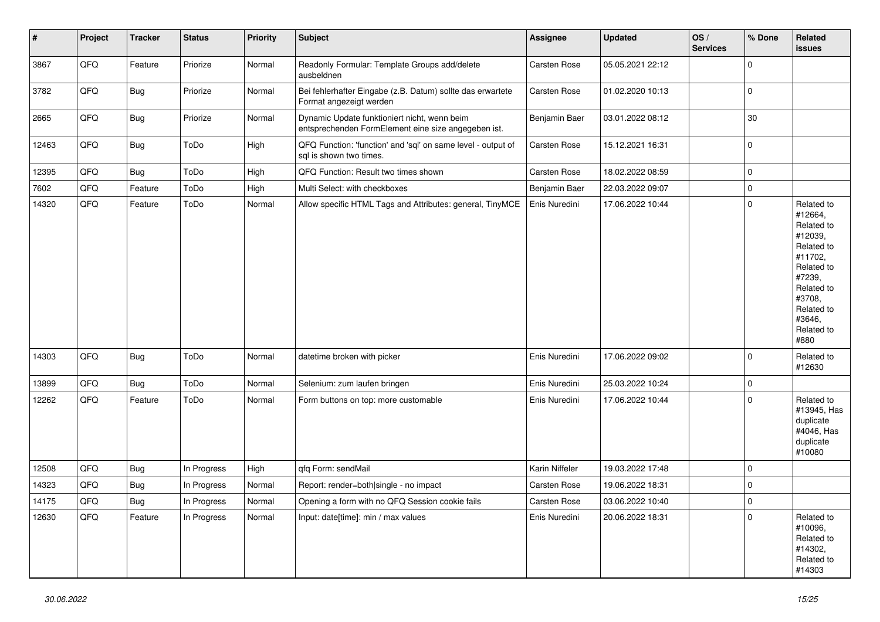| # | Project | Tracker | Status | Priority | Subject | Assignee | Updated | OS / Services | % Done | Related issues |
|---|---|---|---|---|---|---|---|---|---|---|
| 3867 | QFQ | Feature | Priorize | Normal | Readonly Formular: Template Groups add/delete ausbeldnen | Carsten Rose | 05.05.2021 22:12 | | 0 | |
| 3782 | QFQ | Bug | Priorize | Normal | Bei fehlerhafter Eingabe (z.B. Datum) sollte das erwartete Format angezeigt werden | Carsten Rose | 01.02.2020 10:13 | | 0 | |
| 2665 | QFQ | Bug | Priorize | Normal | Dynamic Update funktioniert nicht, wenn beim entsprechenden FormElement eine size angegeben ist. | Benjamin Baer | 03.01.2022 08:12 | | 30 | |
| 12463 | QFQ | Bug | ToDo | High | QFQ Function: 'function' and 'sql' on same level - output of sql is shown two times. | Carsten Rose | 15.12.2021 16:31 | | 0 | |
| 12395 | QFQ | Bug | ToDo | High | QFQ Function: Result two times shown | Carsten Rose | 18.02.2022 08:59 | | 0 | |
| 7602 | QFQ | Feature | ToDo | High | Multi Select: with checkboxes | Benjamin Baer | 22.03.2022 09:07 | | 0 | |
| 14320 | QFQ | Feature | ToDo | Normal | Allow specific HTML Tags and Attributes: general, TinyMCE | Enis Nuredini | 17.06.2022 10:44 | | 0 | Related to #12664, Related to #12039, Related to #11702, Related to #7239, Related to #3708, Related to #3646, Related to #880 |
| 14303 | QFQ | Bug | ToDo | Normal | datetime broken with picker | Enis Nuredini | 17.06.2022 09:02 | | 0 | Related to #12630 |
| 13899 | QFQ | Bug | ToDo | Normal | Selenium: zum laufen bringen | Enis Nuredini | 25.03.2022 10:24 | | 0 | |
| 12262 | QFQ | Feature | ToDo | Normal | Form buttons on top: more customable | Enis Nuredini | 17.06.2022 10:44 | | 0 | Related to #13945, Has duplicate #4046, Has duplicate #10080 |
| 12508 | QFQ | Bug | In Progress | High | qfq Form: sendMail | Karin Niffeler | 19.03.2022 17:48 | | 0 | |
| 14323 | QFQ | Bug | In Progress | Normal | Report: render=both|single - no impact | Carsten Rose | 19.06.2022 18:31 | | 0 | |
| 14175 | QFQ | Bug | In Progress | Normal | Opening a form with no QFQ Session cookie fails | Carsten Rose | 03.06.2022 10:40 | | 0 | |
| 12630 | QFQ | Feature | In Progress | Normal | Input: date[time]: min / max values | Enis Nuredini | 20.06.2022 18:31 | | 0 | Related to #10096, Related to #14302, Related to #14303 |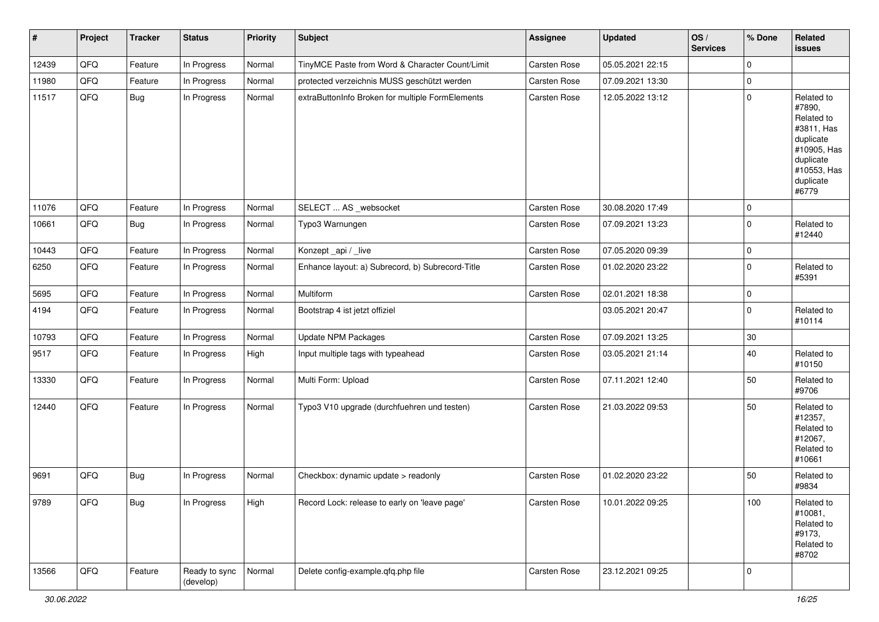| # | Project | Tracker | Status | Priority | Subject | Assignee | Updated | OS / Services | % Done | Related issues |
|---|---|---|---|---|---|---|---|---|---|---|
| 12439 | QFQ | Feature | In Progress | Normal | TinyMCE Paste from Word & Character Count/Limit | Carsten Rose | 05.05.2021 22:15 | | 0 | |
| 11980 | QFQ | Feature | In Progress | Normal | protected verzeichnis MUSS geschützt werden | Carsten Rose | 07.09.2021 13:30 | | 0 | |
| 11517 | QFQ | Bug | In Progress | Normal | extraButtonInfo Broken for multiple FormElements | Carsten Rose | 12.05.2022 13:12 | | 0 | Related to #7890, Related to #3811, Has duplicate #10905, Has duplicate #10553, Has duplicate #6779 |
| 11076 | QFQ | Feature | In Progress | Normal | SELECT ... AS _websocket | Carsten Rose | 30.08.2020 17:49 | | 0 | |
| 10661 | QFQ | Bug | In Progress | Normal | Typo3 Warnungen | Carsten Rose | 07.09.2021 13:23 | | 0 | Related to #12440 |
| 10443 | QFQ | Feature | In Progress | Normal | Konzept _api / _live | Carsten Rose | 07.05.2020 09:39 | | 0 | |
| 6250 | QFQ | Feature | In Progress | Normal | Enhance layout: a) Subrecord, b) Subrecord-Title | Carsten Rose | 01.02.2020 23:22 | | 0 | Related to #5391 |
| 5695 | QFQ | Feature | In Progress | Normal | Multiform | Carsten Rose | 02.01.2021 18:38 | | 0 | |
| 4194 | QFQ | Feature | In Progress | Normal | Bootstrap 4 ist jetzt offiziel | | 03.05.2021 20:47 | | 0 | Related to #10114 |
| 10793 | QFQ | Feature | In Progress | Normal | Update NPM Packages | Carsten Rose | 07.09.2021 13:25 | | 30 | |
| 9517 | QFQ | Feature | In Progress | High | Input multiple tags with typeahead | Carsten Rose | 03.05.2021 21:14 | | 40 | Related to #10150 |
| 13330 | QFQ | Feature | In Progress | Normal | Multi Form: Upload | Carsten Rose | 07.11.2021 12:40 | | 50 | Related to #9706 |
| 12440 | QFQ | Feature | In Progress | Normal | Typo3 V10 upgrade (durchfuehren und testen) | Carsten Rose | 21.03.2022 09:53 | | 50 | Related to #12357, Related to #12067, Related to #10661 |
| 9691 | QFQ | Bug | In Progress | Normal | Checkbox: dynamic update > readonly | Carsten Rose | 01.02.2020 23:22 | | 50 | Related to #9834 |
| 9789 | QFQ | Bug | In Progress | High | Record Lock: release to early on 'leave page' | Carsten Rose | 10.01.2022 09:25 | | 100 | Related to #10081, Related to #9173, Related to #8702 |
| 13566 | QFQ | Feature | Ready to sync (develop) | Normal | Delete config-example.qfq.php file | Carsten Rose | 23.12.2021 09:25 | | 0 | |

30.06.2022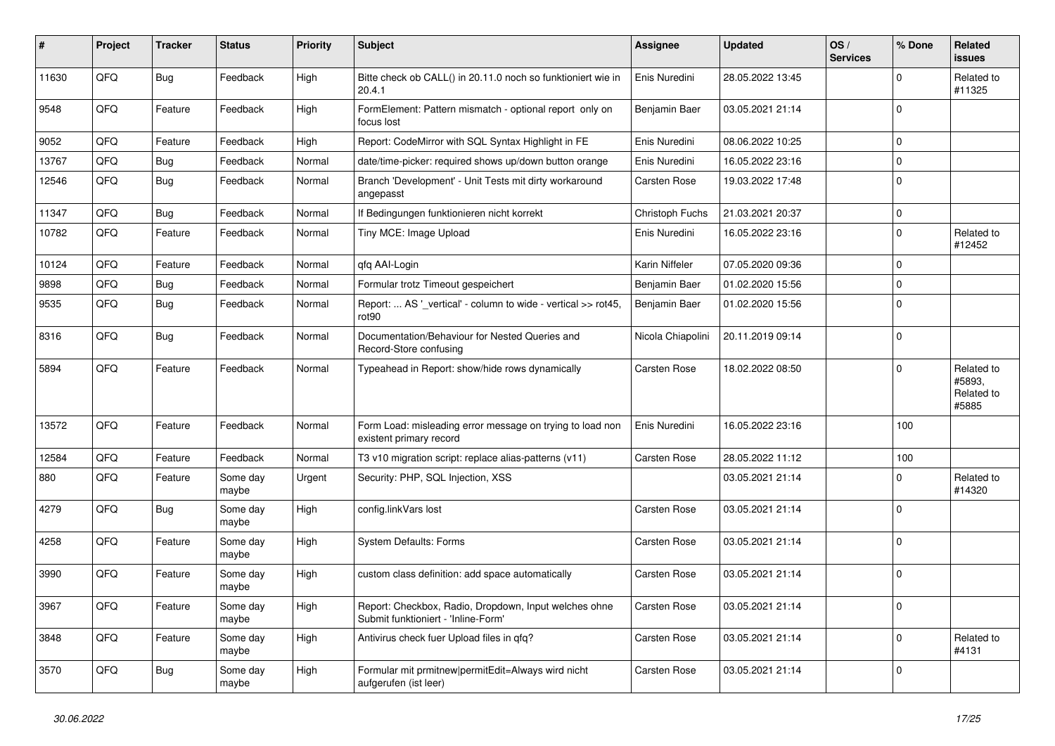| # | Project | Tracker | Status | Priority | Subject | Assignee | Updated | OS / Services | % Done | Related issues |
|---|---|---|---|---|---|---|---|---|---|---|
| 11630 | QFQ | Bug | Feedback | High | Bitte check ob CALL() in 20.11.0 noch so funktioniert wie in 20.4.1 | Enis Nuredini | 28.05.2022 13:45 | | 0 | Related to #11325 |
| 9548 | QFQ | Feature | Feedback | High | FormElement: Pattern mismatch - optional report only on focus lost | Benjamin Baer | 03.05.2021 21:14 | | 0 | |
| 9052 | QFQ | Feature | Feedback | High | Report: CodeMirror with SQL Syntax Highlight in FE | Enis Nuredini | 08.06.2022 10:25 | | 0 | |
| 13767 | QFQ | Bug | Feedback | Normal | date/time-picker: required shows up/down button orange | Enis Nuredini | 16.05.2022 23:16 | | 0 | |
| 12546 | QFQ | Bug | Feedback | Normal | Branch 'Development' - Unit Tests mit dirty workaround angepasst | Carsten Rose | 19.03.2022 17:48 | | 0 | |
| 11347 | QFQ | Bug | Feedback | Normal | If Bedingungen funktionieren nicht korrekt | Christoph Fuchs | 21.03.2021 20:37 | | 0 | |
| 10782 | QFQ | Feature | Feedback | Normal | Tiny MCE: Image Upload | Enis Nuredini | 16.05.2022 23:16 | | 0 | Related to #12452 |
| 10124 | QFQ | Feature | Feedback | Normal | qfq AAI-Login | Karin Niffeler | 07.05.2020 09:36 | | 0 | |
| 9898 | QFQ | Bug | Feedback | Normal | Formular trotz Timeout gespeichert | Benjamin Baer | 01.02.2020 15:56 | | 0 | |
| 9535 | QFQ | Bug | Feedback | Normal | Report: ... AS '_vertical' - column to wide - vertical >> rot45, rot90 | Benjamin Baer | 01.02.2020 15:56 | | 0 | |
| 8316 | QFQ | Bug | Feedback | Normal | Documentation/Behaviour for Nested Queries and Record-Store confusing | Nicola Chiapolini | 20.11.2019 09:14 | | 0 | |
| 5894 | QFQ | Feature | Feedback | Normal | Typeahead in Report: show/hide rows dynamically | Carsten Rose | 18.02.2022 08:50 | | 0 | Related to #5893, Related to #5885 |
| 13572 | QFQ | Feature | Feedback | Normal | Form Load: misleading error message on trying to load non existent primary record | Enis Nuredini | 16.05.2022 23:16 | | 100 | |
| 12584 | QFQ | Feature | Feedback | Normal | T3 v10 migration script: replace alias-patterns (v11) | Carsten Rose | 28.05.2022 11:12 | | 100 | |
| 880 | QFQ | Feature | Some day maybe | Urgent | Security: PHP, SQL Injection, XSS | | 03.05.2021 21:14 | | 0 | Related to #14320 |
| 4279 | QFQ | Bug | Some day maybe | High | config.linkVars lost | Carsten Rose | 03.05.2021 21:14 | | 0 | |
| 4258 | QFQ | Feature | Some day maybe | High | System Defaults: Forms | Carsten Rose | 03.05.2021 21:14 | | 0 | |
| 3990 | QFQ | Feature | Some day maybe | High | custom class definition: add space automatically | Carsten Rose | 03.05.2021 21:14 | | 0 | |
| 3967 | QFQ | Feature | Some day maybe | High | Report: Checkbox, Radio, Dropdown, Input welches ohne Submit funktioniert - 'Inline-Form' | Carsten Rose | 03.05.2021 21:14 | | 0 | |
| 3848 | QFQ | Feature | Some day maybe | High | Antivirus check fuer Upload files in qfq? | Carsten Rose | 03.05.2021 21:14 | | 0 | Related to #4131 |
| 3570 | QFQ | Bug | Some day maybe | High | Formular mit prmitnew\|permitEdit=Always wird nicht aufgerufen (ist leer) | Carsten Rose | 03.05.2021 21:14 | | 0 | |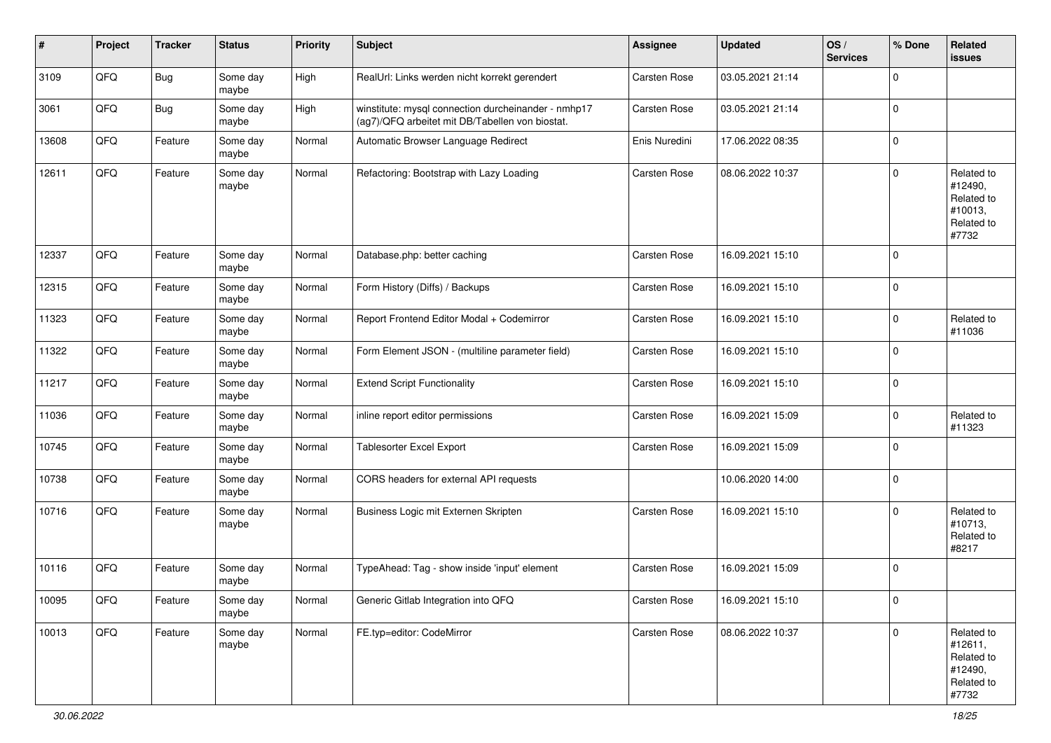| # | Project | Tracker | Status | Priority | Subject | Assignee | Updated | OS / Services | % Done | Related issues |
|---|---|---|---|---|---|---|---|---|---|---|
| 3109 | QFQ | Bug | Some day maybe | High | RealUrl: Links werden nicht korrekt gerendert | Carsten Rose | 03.05.2021 21:14 | | 0 | |
| 3061 | QFQ | Bug | Some day maybe | High | winstitute: mysql connection durcheinander - nmhp17 (ag7)/QFQ arbeitet mit DB/Tabellen von biostat. | Carsten Rose | 03.05.2021 21:14 | | 0 | |
| 13608 | QFQ | Feature | Some day maybe | Normal | Automatic Browser Language Redirect | Enis Nuredini | 17.06.2022 08:35 | | 0 | |
| 12611 | QFQ | Feature | Some day maybe | Normal | Refactoring: Bootstrap with Lazy Loading | Carsten Rose | 08.06.2022 10:37 | | 0 | Related to #12490, Related to #10013, Related to #7732 |
| 12337 | QFQ | Feature | Some day maybe | Normal | Database.php: better caching | Carsten Rose | 16.09.2021 15:10 | | 0 | |
| 12315 | QFQ | Feature | Some day maybe | Normal | Form History (Diffs) / Backups | Carsten Rose | 16.09.2021 15:10 | | 0 | |
| 11323 | QFQ | Feature | Some day maybe | Normal | Report Frontend Editor Modal + Codemirror | Carsten Rose | 16.09.2021 15:10 | | 0 | Related to #11036 |
| 11322 | QFQ | Feature | Some day maybe | Normal | Form Element JSON - (multiline parameter field) | Carsten Rose | 16.09.2021 15:10 | | 0 | |
| 11217 | QFQ | Feature | Some day maybe | Normal | Extend Script Functionality | Carsten Rose | 16.09.2021 15:10 | | 0 | |
| 11036 | QFQ | Feature | Some day maybe | Normal | inline report editor permissions | Carsten Rose | 16.09.2021 15:09 | | 0 | Related to #11323 |
| 10745 | QFQ | Feature | Some day maybe | Normal | Tablesorter Excel Export | Carsten Rose | 16.09.2021 15:09 | | 0 | |
| 10738 | QFQ | Feature | Some day maybe | Normal | CORS headers for external API requests | | 10.06.2020 14:00 | | 0 | |
| 10716 | QFQ | Feature | Some day maybe | Normal | Business Logic mit Externen Skripten | Carsten Rose | 16.09.2021 15:10 | | 0 | Related to #10713, Related to #8217 |
| 10116 | QFQ | Feature | Some day maybe | Normal | TypeAhead: Tag - show inside 'input' element | Carsten Rose | 16.09.2021 15:09 | | 0 | |
| 10095 | QFQ | Feature | Some day maybe | Normal | Generic Gitlab Integration into QFQ | Carsten Rose | 16.09.2021 15:10 | | 0 | |
| 10013 | QFQ | Feature | Some day maybe | Normal | FE.typ=editor: CodeMirror | Carsten Rose | 08.06.2022 10:37 | | 0 | Related to #12611, Related to #12490, Related to #7732 |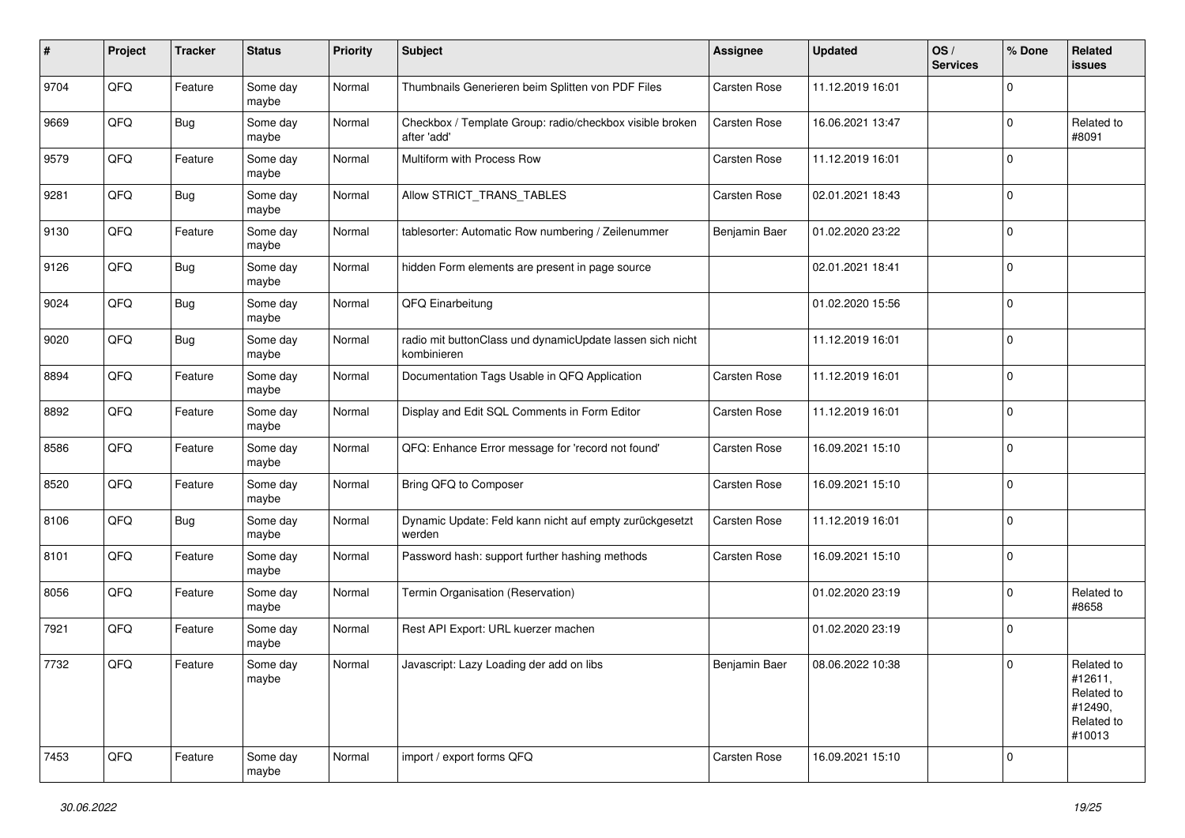| # | Project | Tracker | Status | Priority | Subject | Assignee | Updated | OS / Services | % Done | Related issues |
|---|---|---|---|---|---|---|---|---|---|---|
| 9704 | QFQ | Feature | Some day maybe | Normal | Thumbnails Generieren beim Splitten von PDF Files | Carsten Rose | 11.12.2019 16:01 | | 0 | |
| 9669 | QFQ | Bug | Some day maybe | Normal | Checkbox / Template Group: radio/checkbox visible broken after 'add' | Carsten Rose | 16.06.2021 13:47 | | 0 | Related to #8091 |
| 9579 | QFQ | Feature | Some day maybe | Normal | Multiform with Process Row | Carsten Rose | 11.12.2019 16:01 | | 0 | |
| 9281 | QFQ | Bug | Some day maybe | Normal | Allow STRICT_TRANS_TABLES | Carsten Rose | 02.01.2021 18:43 | | 0 | |
| 9130 | QFQ | Feature | Some day maybe | Normal | tablesorter: Automatic Row numbering / Zeilenummer | Benjamin Baer | 01.02.2020 23:22 | | 0 | |
| 9126 | QFQ | Bug | Some day maybe | Normal | hidden Form elements are present in page source | | 02.01.2021 18:41 | | 0 | |
| 9024 | QFQ | Bug | Some day maybe | Normal | QFQ Einarbeitung | | 01.02.2020 15:56 | | 0 | |
| 9020 | QFQ | Bug | Some day maybe | Normal | radio mit buttonClass und dynamicUpdate lassen sich nicht kombinieren | | 11.12.2019 16:01 | | 0 | |
| 8894 | QFQ | Feature | Some day maybe | Normal | Documentation Tags Usable in QFQ Application | Carsten Rose | 11.12.2019 16:01 | | 0 | |
| 8892 | QFQ | Feature | Some day maybe | Normal | Display and Edit SQL Comments in Form Editor | Carsten Rose | 11.12.2019 16:01 | | 0 | |
| 8586 | QFQ | Feature | Some day maybe | Normal | QFQ: Enhance Error message for 'record not found' | Carsten Rose | 16.09.2021 15:10 | | 0 | |
| 8520 | QFQ | Feature | Some day maybe | Normal | Bring QFQ to Composer | Carsten Rose | 16.09.2021 15:10 | | 0 | |
| 8106 | QFQ | Bug | Some day maybe | Normal | Dynamic Update: Feld kann nicht auf empty zurückgesetzt werden | Carsten Rose | 11.12.2019 16:01 | | 0 | |
| 8101 | QFQ | Feature | Some day maybe | Normal | Password hash: support further hashing methods | Carsten Rose | 16.09.2021 15:10 | | 0 | |
| 8056 | QFQ | Feature | Some day maybe | Normal | Termin Organisation (Reservation) | | 01.02.2020 23:19 | | 0 | Related to #8658 |
| 7921 | QFQ | Feature | Some day maybe | Normal | Rest API Export: URL kuerzer machen | | 01.02.2020 23:19 | | 0 | |
| 7732 | QFQ | Feature | Some day maybe | Normal | Javascript: Lazy Loading der add on libs | Benjamin Baer | 08.06.2022 10:38 | | 0 | Related to #12611, Related to #12490, Related to #10013 |
| 7453 | QFQ | Feature | Some day maybe | Normal | import / export forms QFQ | Carsten Rose | 16.09.2021 15:10 | | 0 | |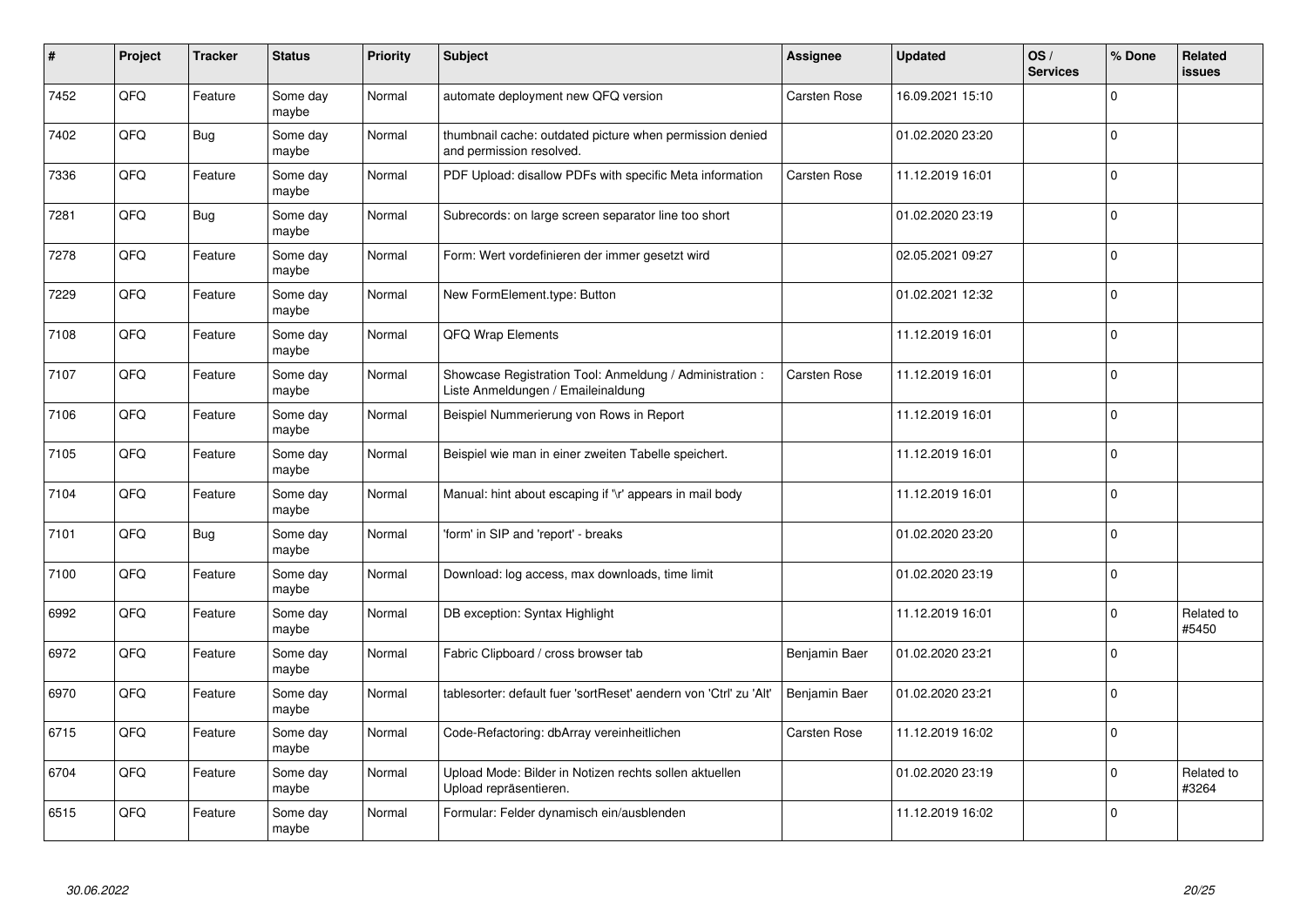| # | Project | Tracker | Status | Priority | Subject | Assignee | Updated | OS / Services | % Done | Related issues |
|---|---|---|---|---|---|---|---|---|---|---|
| 7452 | QFQ | Feature | Some day maybe | Normal | automate deployment new QFQ version | Carsten Rose | 16.09.2021 15:10 | | 0 | |
| 7402 | QFQ | Bug | Some day maybe | Normal | thumbnail cache: outdated picture when permission denied and permission resolved. | | 01.02.2020 23:20 | | 0 | |
| 7336 | QFQ | Feature | Some day maybe | Normal | PDF Upload: disallow PDFs with specific Meta information | Carsten Rose | 11.12.2019 16:01 | | 0 | |
| 7281 | QFQ | Bug | Some day maybe | Normal | Subrecords: on large screen separator line too short | | 01.02.2020 23:19 | | 0 | |
| 7278 | QFQ | Feature | Some day maybe | Normal | Form: Wert vordefinieren der immer gesetzt wird | | 02.05.2021 09:27 | | 0 | |
| 7229 | QFQ | Feature | Some day maybe | Normal | New FormElement.type: Button | | 01.02.2021 12:32 | | 0 | |
| 7108 | QFQ | Feature | Some day maybe | Normal | QFQ Wrap Elements | | 11.12.2019 16:01 | | 0 | |
| 7107 | QFQ | Feature | Some day maybe | Normal | Showcase Registration Tool: Anmeldung / Administration : Liste Anmeldungen / Emaileinaldung | Carsten Rose | 11.12.2019 16:01 | | 0 | |
| 7106 | QFQ | Feature | Some day maybe | Normal | Beispiel Nummerierung von Rows in Report | | 11.12.2019 16:01 | | 0 | |
| 7105 | QFQ | Feature | Some day maybe | Normal | Beispiel wie man in einer zweiten Tabelle speichert. | | 11.12.2019 16:01 | | 0 | |
| 7104 | QFQ | Feature | Some day maybe | Normal | Manual: hint about escaping if '\r' appears in mail body | | 11.12.2019 16:01 | | 0 | |
| 7101 | QFQ | Bug | Some day maybe | Normal | 'form' in SIP and 'report' - breaks | | 01.02.2020 23:20 | | 0 | |
| 7100 | QFQ | Feature | Some day maybe | Normal | Download: log access, max downloads, time limit | | 01.02.2020 23:19 | | 0 | |
| 6992 | QFQ | Feature | Some day maybe | Normal | DB exception: Syntax Highlight | | 11.12.2019 16:01 | | 0 | Related to #5450 |
| 6972 | QFQ | Feature | Some day maybe | Normal | Fabric Clipboard / cross browser tab | Benjamin Baer | 01.02.2020 23:21 | | 0 | |
| 6970 | QFQ | Feature | Some day maybe | Normal | tablesorter: default fuer 'sortReset' aendern von 'Ctrl' zu 'Alt' | Benjamin Baer | 01.02.2020 23:21 | | 0 | |
| 6715 | QFQ | Feature | Some day maybe | Normal | Code-Refactoring: dbArray vereinheitlichen | Carsten Rose | 11.12.2019 16:02 | | 0 | |
| 6704 | QFQ | Feature | Some day maybe | Normal | Upload Mode: Bilder in Notizen rechts sollen aktuellen Upload repräsentieren. | | 01.02.2020 23:19 | | 0 | Related to #3264 |
| 6515 | QFQ | Feature | Some day maybe | Normal | Formular: Felder dynamisch ein/ausblenden | | 11.12.2019 16:02 | | 0 | |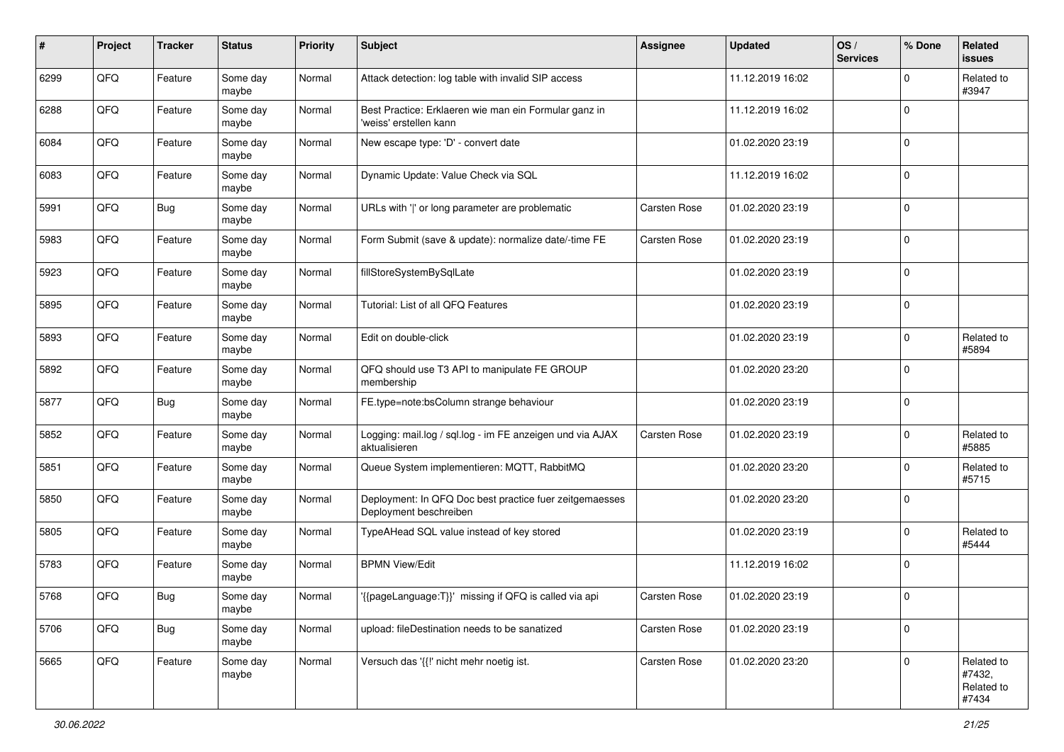| # | Project | Tracker | Status | Priority | Subject | Assignee | Updated | OS / Services | % Done | Related issues |
|---|---|---|---|---|---|---|---|---|---|---|
| 6299 | QFQ | Feature | Some day maybe | Normal | Attack detection: log table with invalid SIP access | | 11.12.2019 16:02 | | 0 | Related to #3947 |
| 6288 | QFQ | Feature | Some day maybe | Normal | Best Practice: Erklaeren wie man ein Formular ganz in 'weiss' erstellen kann | | 11.12.2019 16:02 | | 0 | |
| 6084 | QFQ | Feature | Some day maybe | Normal | New escape type: 'D' - convert date | | 01.02.2020 23:19 | | 0 | |
| 6083 | QFQ | Feature | Some day maybe | Normal | Dynamic Update: Value Check via SQL | | 11.12.2019 16:02 | | 0 | |
| 5991 | QFQ | Bug | Some day maybe | Normal | URLs with '\|' or long parameter are problematic | Carsten Rose | 01.02.2020 23:19 | | 0 | |
| 5983 | QFQ | Feature | Some day maybe | Normal | Form Submit (save & update): normalize date/-time FE | Carsten Rose | 01.02.2020 23:19 | | 0 | |
| 5923 | QFQ | Feature | Some day maybe | Normal | fillStoreSystemBySqlLate | | 01.02.2020 23:19 | | 0 | |
| 5895 | QFQ | Feature | Some day maybe | Normal | Tutorial: List of all QFQ Features | | 01.02.2020 23:19 | | 0 | |
| 5893 | QFQ | Feature | Some day maybe | Normal | Edit on double-click | | 01.02.2020 23:19 | | 0 | Related to #5894 |
| 5892 | QFQ | Feature | Some day maybe | Normal | QFQ should use T3 API to manipulate FE GROUP membership | | 01.02.2020 23:20 | | 0 | |
| 5877 | QFQ | Bug | Some day maybe | Normal | FE.type=note:bsColumn strange behaviour | | 01.02.2020 23:19 | | 0 | |
| 5852 | QFQ | Feature | Some day maybe | Normal | Logging: mail.log / sql.log - im FE anzeigen und via AJAX aktualisieren | Carsten Rose | 01.02.2020 23:19 | | 0 | Related to #5885 |
| 5851 | QFQ | Feature | Some day maybe | Normal | Queue System implementieren: MQTT, RabbitMQ | | 01.02.2020 23:20 | | 0 | Related to #5715 |
| 5850 | QFQ | Feature | Some day maybe | Normal | Deployment: In QFQ Doc best practice fuer zeitgemaesses Deployment beschreiben | | 01.02.2020 23:20 | | 0 | |
| 5805 | QFQ | Feature | Some day maybe | Normal | TypeAHead SQL value instead of key stored | | 01.02.2020 23:19 | | 0 | Related to #5444 |
| 5783 | QFQ | Feature | Some day maybe | Normal | BPMN View/Edit | | 11.12.2019 16:02 | | 0 | |
| 5768 | QFQ | Bug | Some day maybe | Normal | '{{pageLanguage:T}}' missing if QFQ is called via api | Carsten Rose | 01.02.2020 23:19 | | 0 | |
| 5706 | QFQ | Bug | Some day maybe | Normal | upload: fileDestination needs to be sanatized | Carsten Rose | 01.02.2020 23:19 | | 0 | |
| 5665 | QFQ | Feature | Some day maybe | Normal | Versuch das '{{!' nicht mehr noetig ist. | Carsten Rose | 01.02.2020 23:20 | | 0 | Related to #7432, Related to #7434 |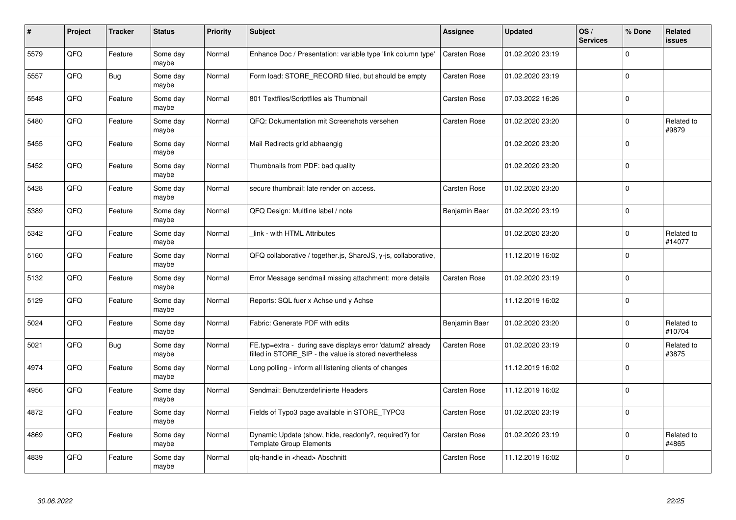| # | Project | Tracker | Status | Priority | Subject | Assignee | Updated | OS / Services | % Done | Related issues |
|---|---|---|---|---|---|---|---|---|---|---|
| 5579 | QFQ | Feature | Some day maybe | Normal | Enhance Doc / Presentation: variable type 'link column type' | Carsten Rose | 01.02.2020 23:19 | | 0 | |
| 5557 | QFQ | Bug | Some day maybe | Normal | Form load: STORE_RECORD filled, but should be empty | Carsten Rose | 01.02.2020 23:19 | | 0 | |
| 5548 | QFQ | Feature | Some day maybe | Normal | 801 Textfiles/Scriptfiles als Thumbnail | Carsten Rose | 07.03.2022 16:26 | | 0 | |
| 5480 | QFQ | Feature | Some day maybe | Normal | QFQ: Dokumentation mit Screenshots versehen | Carsten Rose | 01.02.2020 23:20 | | 0 | Related to #9879 |
| 5455 | QFQ | Feature | Some day maybe | Normal | Mail Redirects grld abhaengig | | 01.02.2020 23:20 | | 0 | |
| 5452 | QFQ | Feature | Some day maybe | Normal | Thumbnails from PDF: bad quality | | 01.02.2020 23:20 | | 0 | |
| 5428 | QFQ | Feature | Some day maybe | Normal | secure thumbnail: late render on access. | Carsten Rose | 01.02.2020 23:20 | | 0 | |
| 5389 | QFQ | Feature | Some day maybe | Normal | QFQ Design: Multline label / note | Benjamin Baer | 01.02.2020 23:19 | | 0 | |
| 5342 | QFQ | Feature | Some day maybe | Normal | _link - with HTML Attributes | | 01.02.2020 23:20 | | 0 | Related to #14077 |
| 5160 | QFQ | Feature | Some day maybe | Normal | QFQ collaborative / together.js, ShareJS, y-js, collaborative, | | 11.12.2019 16:02 | | 0 | |
| 5132 | QFQ | Feature | Some day maybe | Normal | Error Message sendmail missing attachment: more details | Carsten Rose | 01.02.2020 23:19 | | 0 | |
| 5129 | QFQ | Feature | Some day maybe | Normal | Reports: SQL fuer x Achse und y Achse | | 11.12.2019 16:02 | | 0 | |
| 5024 | QFQ | Feature | Some day maybe | Normal | Fabric: Generate PDF with edits | Benjamin Baer | 01.02.2020 23:20 | | 0 | Related to #10704 |
| 5021 | QFQ | Bug | Some day maybe | Normal | FE.typ=extra - during save displays error 'datum2' already filled in STORE_SIP - the value is stored nevertheless | Carsten Rose | 01.02.2020 23:19 | | 0 | Related to #3875 |
| 4974 | QFQ | Feature | Some day maybe | Normal | Long polling - inform all listening clients of changes | | 11.12.2019 16:02 | | 0 | |
| 4956 | QFQ | Feature | Some day maybe | Normal | Sendmail: Benutzerdefinierte Headers | Carsten Rose | 11.12.2019 16:02 | | 0 | |
| 4872 | QFQ | Feature | Some day maybe | Normal | Fields of Typo3 page available in STORE_TYPO3 | Carsten Rose | 01.02.2020 23:19 | | 0 | |
| 4869 | QFQ | Feature | Some day maybe | Normal | Dynamic Update (show, hide, readonly?, required?) for Template Group Elements | Carsten Rose | 01.02.2020 23:19 | | 0 | Related to #4865 |
| 4839 | QFQ | Feature | Some day maybe | Normal | qfq-handle in <head> Abschnitt | Carsten Rose | 11.12.2019 16:02 | | 0 | |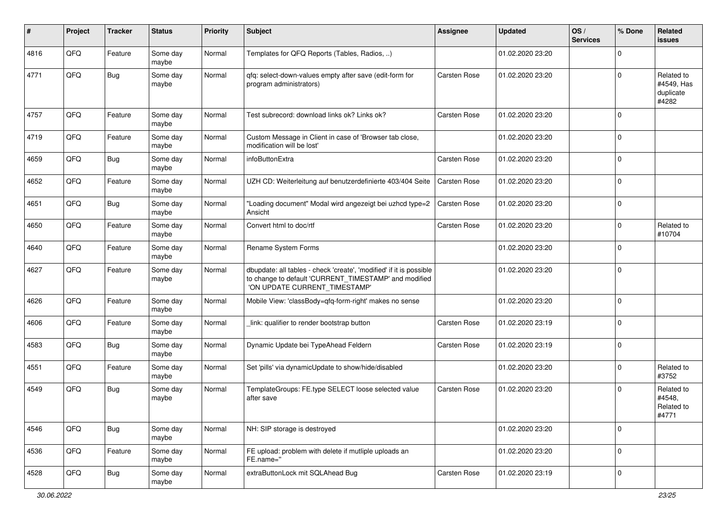| # | Project | Tracker | Status | Priority | Subject | Assignee | Updated | OS / Services | % Done | Related issues |
|---|---|---|---|---|---|---|---|---|---|---|
| 4816 | QFQ | Feature | Some day maybe | Normal | Templates for QFQ Reports (Tables, Radios, ..) | | 01.02.2020 23:20 | | 0 | |
| 4771 | QFQ | Bug | Some day maybe | Normal | qfq: select-down-values empty after save (edit-form for program administrators) | Carsten Rose | 01.02.2020 23:20 | | 0 | Related to #4549, Has duplicate #4282 |
| 4757 | QFQ | Feature | Some day maybe | Normal | Test subrecord: download links ok? Links ok? | Carsten Rose | 01.02.2020 23:20 | | 0 | |
| 4719 | QFQ | Feature | Some day maybe | Normal | Custom Message in Client in case of 'Browser tab close, modification will be lost' | | 01.02.2020 23:20 | | 0 | |
| 4659 | QFQ | Bug | Some day maybe | Normal | infoButtonExtra | Carsten Rose | 01.02.2020 23:20 | | 0 | |
| 4652 | QFQ | Feature | Some day maybe | Normal | UZH CD: Weiterleitung auf benutzerdefinierte 403/404 Seite | Carsten Rose | 01.02.2020 23:20 | | 0 | |
| 4651 | QFQ | Bug | Some day maybe | Normal | "Loading document" Modal wird angezeigt bei uzhcd type=2 Ansicht | Carsten Rose | 01.02.2020 23:20 | | 0 | |
| 4650 | QFQ | Feature | Some day maybe | Normal | Convert html to doc/rtf | Carsten Rose | 01.02.2020 23:20 | | 0 | Related to #10704 |
| 4640 | QFQ | Feature | Some day maybe | Normal | Rename System Forms | | 01.02.2020 23:20 | | 0 | |
| 4627 | QFQ | Feature | Some day maybe | Normal | dbupdate: all tables - check 'create', 'modified' if it is possible to change to default 'CURRENT_TIMESTAMP' and modified 'ON UPDATE CURRENT_TIMESTAMP' | | 01.02.2020 23:20 | | 0 | |
| 4626 | QFQ | Feature | Some day maybe | Normal | Mobile View: 'classBody=qfq-form-right' makes no sense | | 01.02.2020 23:20 | | 0 | |
| 4606 | QFQ | Feature | Some day maybe | Normal | _link: qualifier to render bootstrap button | Carsten Rose | 01.02.2020 23:19 | | 0 | |
| 4583 | QFQ | Bug | Some day maybe | Normal | Dynamic Update bei TypeAhead Feldern | Carsten Rose | 01.02.2020 23:19 | | 0 | |
| 4551 | QFQ | Feature | Some day maybe | Normal | Set 'pills' via dynamicUpdate to show/hide/disabled | | 01.02.2020 23:20 | | 0 | Related to #3752 |
| 4549 | QFQ | Bug | Some day maybe | Normal | TemplateGroups: FE.type SELECT loose selected value after save | Carsten Rose | 01.02.2020 23:20 | | 0 | Related to #4548, Related to #4771 |
| 4546 | QFQ | Bug | Some day maybe | Normal | NH: SIP storage is destroyed | | 01.02.2020 23:20 | | 0 | |
| 4536 | QFQ | Feature | Some day maybe | Normal | FE upload: problem with delete if mutliple uploads an FE.name='' | | 01.02.2020 23:20 | | 0 | |
| 4528 | QFQ | Bug | Some day maybe | Normal | extraButtonLock mit SQLAhead Bug | Carsten Rose | 01.02.2020 23:19 | | 0 | |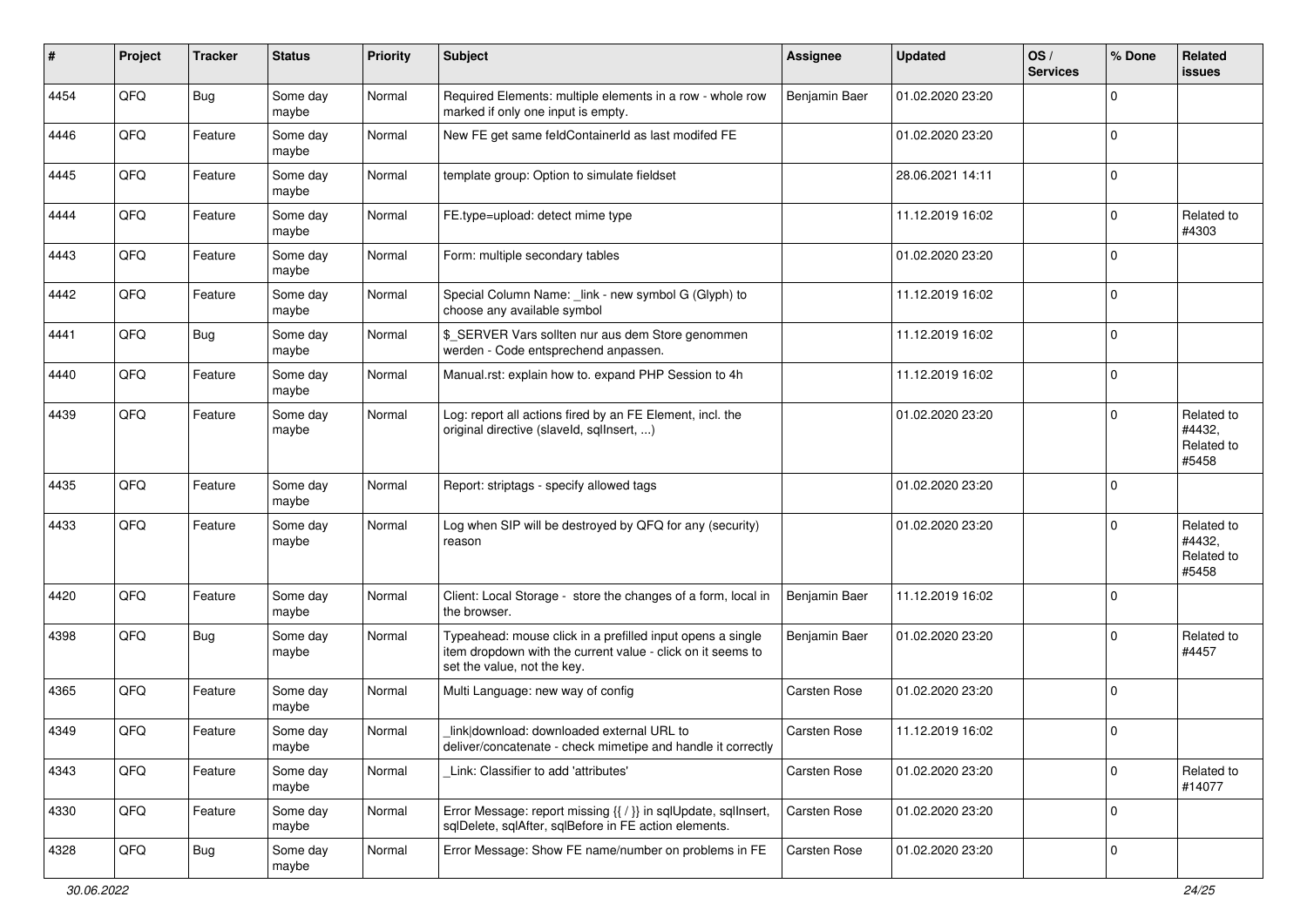| # | Project | Tracker | Status | Priority | Subject | Assignee | Updated | OS / Services | % Done | Related issues |
|---|---|---|---|---|---|---|---|---|---|---|
| 4454 | QFQ | Bug | Some day maybe | Normal | Required Elements: multiple elements in a row - whole row marked if only one input is empty. | Benjamin Baer | 01.02.2020 23:20 | | 0 | |
| 4446 | QFQ | Feature | Some day maybe | Normal | New FE get same feldContainerId as last modifed FE | | 01.02.2020 23:20 | | 0 | |
| 4445 | QFQ | Feature | Some day maybe | Normal | template group: Option to simulate fieldset | | 28.06.2021 14:11 | | 0 | |
| 4444 | QFQ | Feature | Some day maybe | Normal | FE.type=upload: detect mime type | | 11.12.2019 16:02 | | 0 | Related to #4303 |
| 4443 | QFQ | Feature | Some day maybe | Normal | Form: multiple secondary tables | | 01.02.2020 23:20 | | 0 | |
| 4442 | QFQ | Feature | Some day maybe | Normal | Special Column Name: _link - new symbol G (Glyph) to choose any available symbol | | 11.12.2019 16:02 | | 0 | |
| 4441 | QFQ | Bug | Some day maybe | Normal | $_SERVER Vars sollten nur aus dem Store genommen werden - Code entsprechend anpassen. | | 11.12.2019 16:02 | | 0 | |
| 4440 | QFQ | Feature | Some day maybe | Normal | Manual.rst: explain how to. expand PHP Session to 4h | | 11.12.2019 16:02 | | 0 | |
| 4439 | QFQ | Feature | Some day maybe | Normal | Log: report all actions fired by an FE Element, incl. the original directive (slaveId, sqlInsert, ...) | | 01.02.2020 23:20 | | 0 | Related to #4432, Related to #5458 |
| 4435 | QFQ | Feature | Some day maybe | Normal | Report: striptags - specify allowed tags | | 01.02.2020 23:20 | | 0 | |
| 4433 | QFQ | Feature | Some day maybe | Normal | Log when SIP will be destroyed by QFQ for any (security) reason | | 01.02.2020 23:20 | | 0 | Related to #4432, Related to #5458 |
| 4420 | QFQ | Feature | Some day maybe | Normal | Client: Local Storage - store the changes of a form, local in the browser. | Benjamin Baer | 11.12.2019 16:02 | | 0 | |
| 4398 | QFQ | Bug | Some day maybe | Normal | Typeahead: mouse click in a prefilled input opens a single item dropdown with the current value - click on it seems to set the value, not the key. | Benjamin Baer | 01.02.2020 23:20 | | 0 | Related to #4457 |
| 4365 | QFQ | Feature | Some day maybe | Normal | Multi Language: new way of config | Carsten Rose | 01.02.2020 23:20 | | 0 | |
| 4349 | QFQ | Feature | Some day maybe | Normal | _link\|download: downloaded external URL to deliver/concatenate - check mimetipe and handle it correctly | Carsten Rose | 11.12.2019 16:02 | | 0 | |
| 4343 | QFQ | Feature | Some day maybe | Normal | _Link: Classifier to add 'attributes' | Carsten Rose | 01.02.2020 23:20 | | 0 | Related to #14077 |
| 4330 | QFQ | Feature | Some day maybe | Normal | Error Message: report missing {{ / }} in sqlUpdate, sqlInsert, sqlDelete, sqlAfter, sqlBefore in FE action elements. | Carsten Rose | 01.02.2020 23:20 | | 0 | |
| 4328 | QFQ | Bug | Some day maybe | Normal | Error Message: Show FE name/number on problems in FE | Carsten Rose | 01.02.2020 23:20 | | 0 | |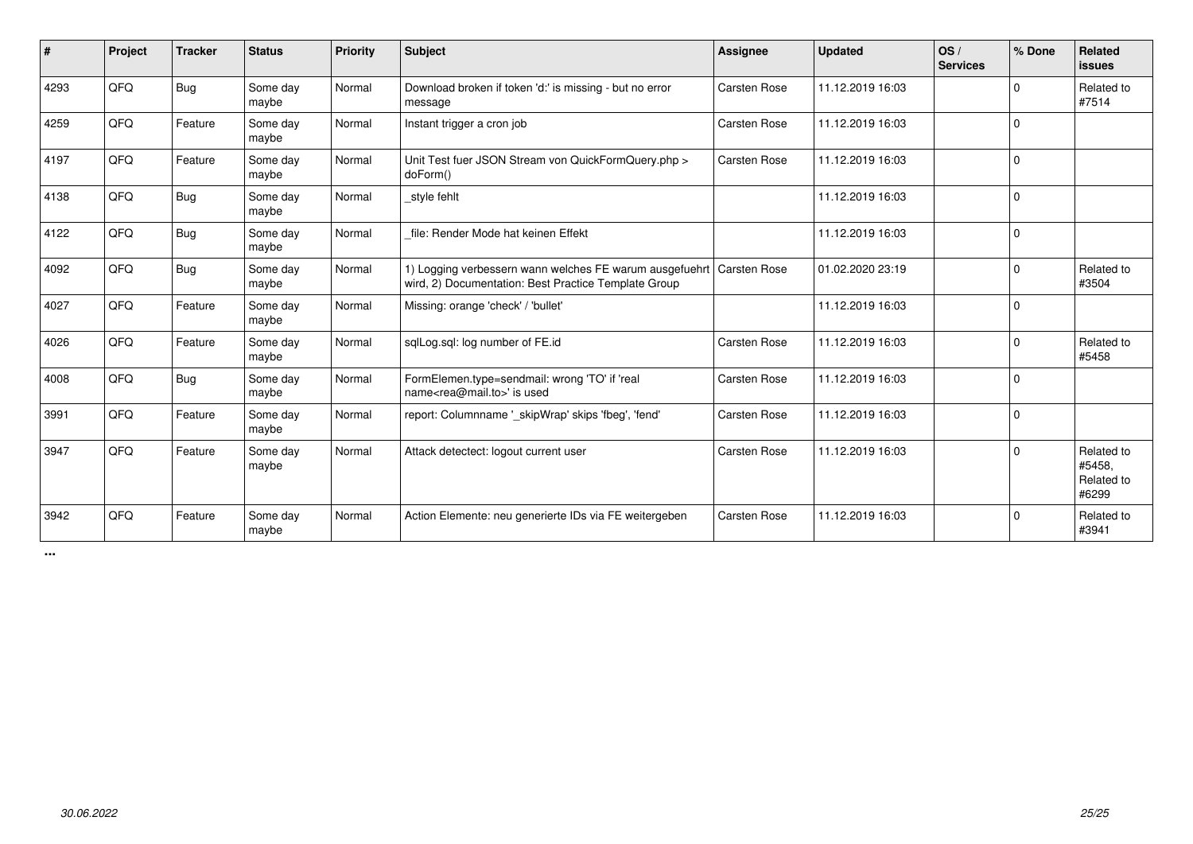| # | Project | Tracker | Status | Priority | Subject | Assignee | Updated | OS / Services | % Done | Related issues |
|---|---|---|---|---|---|---|---|---|---|---|
| 4293 | QFQ | Bug | Some day maybe | Normal | Download broken if token 'd:' is missing - but no error message | Carsten Rose | 11.12.2019 16:03 | | 0 | Related to #7514 |
| 4259 | QFQ | Feature | Some day maybe | Normal | Instant trigger a cron job | Carsten Rose | 11.12.2019 16:03 | | 0 | |
| 4197 | QFQ | Feature | Some day maybe | Normal | Unit Test fuer JSON Stream von QuickFormQuery.php > doForm() | Carsten Rose | 11.12.2019 16:03 | | 0 | |
| 4138 | QFQ | Bug | Some day maybe | Normal | _style fehlt | | 11.12.2019 16:03 | | 0 | |
| 4122 | QFQ | Bug | Some day maybe | Normal | _file: Render Mode hat keinen Effekt | | 11.12.2019 16:03 | | 0 | |
| 4092 | QFQ | Bug | Some day maybe | Normal | 1) Logging verbessern wann welches FE warum ausgefuehrt wird, 2) Documentation: Best Practice Template Group | Carsten Rose | 01.02.2020 23:19 | | 0 | Related to #3504 |
| 4027 | QFQ | Feature | Some day maybe | Normal | Missing: orange 'check' / 'bullet' | | 11.12.2019 16:03 | | 0 | |
| 4026 | QFQ | Feature | Some day maybe | Normal | sqlLog.sql: log number of FE.id | Carsten Rose | 11.12.2019 16:03 | | 0 | Related to #5458 |
| 4008 | QFQ | Bug | Some day maybe | Normal | FormElemen.type=sendmail: wrong 'TO' if 'real name<rea@mail.to>' is used | Carsten Rose | 11.12.2019 16:03 | | 0 | |
| 3991 | QFQ | Feature | Some day maybe | Normal | report: Columnname '_skipWrap' skips 'fbeg', 'fend' | Carsten Rose | 11.12.2019 16:03 | | 0 | |
| 3947 | QFQ | Feature | Some day maybe | Normal | Attack detectect: logout current user | Carsten Rose | 11.12.2019 16:03 | | 0 | Related to #5458, Related to #6299 |
| 3942 | QFQ | Feature | Some day maybe | Normal | Action Elemente: neu generierte IDs via FE weitergeben | Carsten Rose | 11.12.2019 16:03 | | 0 | Related to #3941 |

...